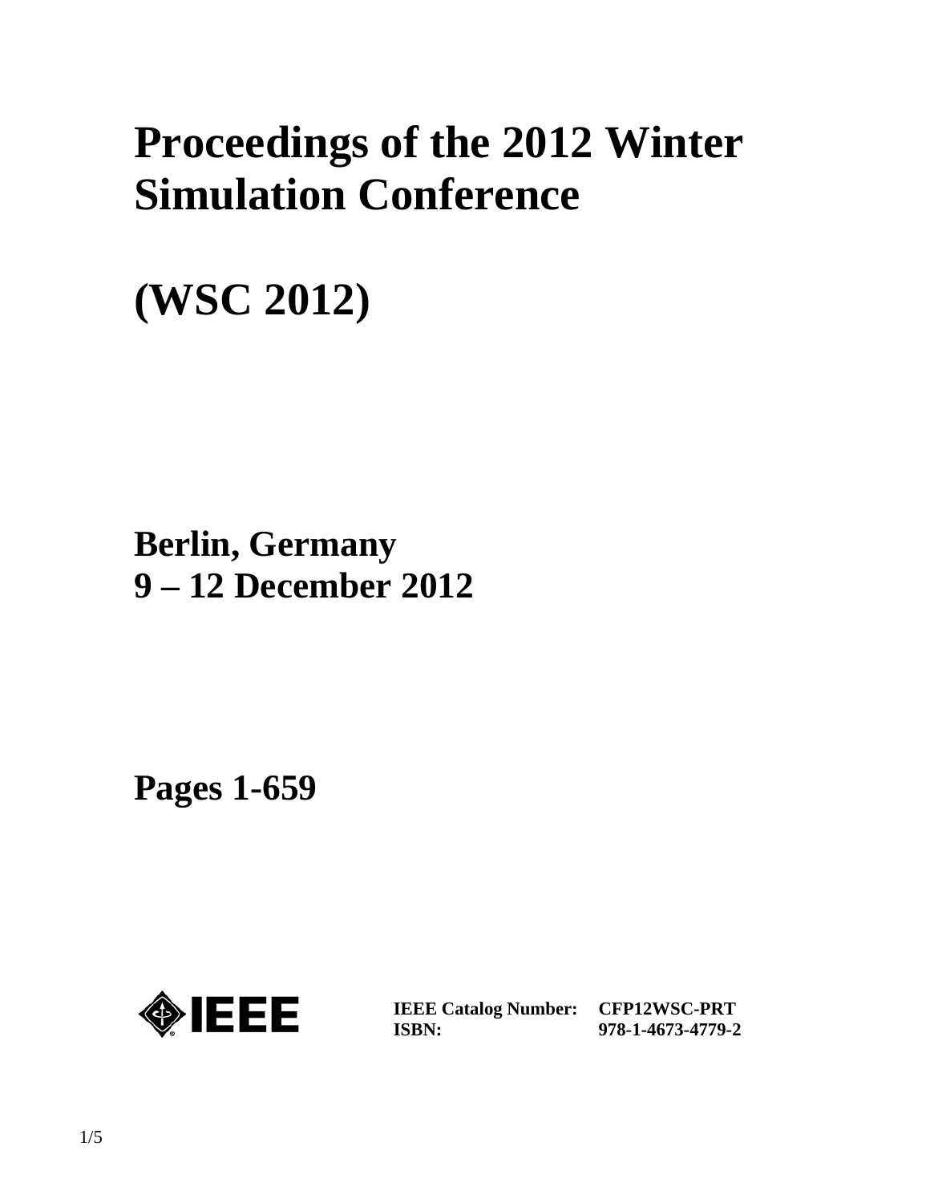# Proceedings of the 2012 Winter Simulation Conference

# (WSC 2012)

**Berlin, Germany**
**9 – 12 December 2012**

**Pages 1-659**

IEEE

| | |
|---|---|
| **IEEE Catalog Number:** | **CFP12WSC-PRT** |
| **ISBN:** | **978-1-4673-4779-2** |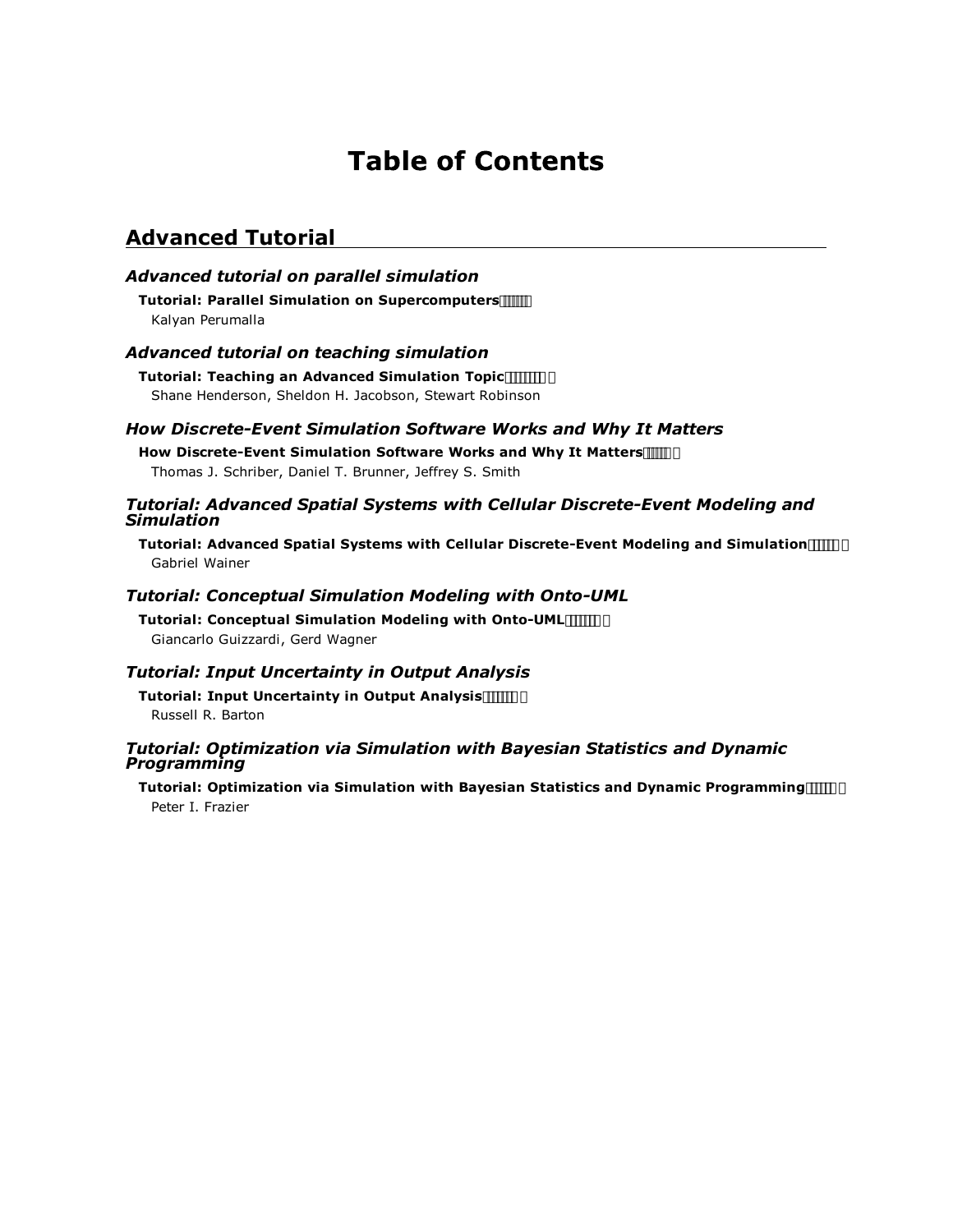# Table of Contents

## Advanced Tutorial

### *Advanced tutorial on parallel simulation*

**Tutorial: Parallel Simulation on Supercomputers**
Kalyan Perumalla

### *Advanced tutorial on teaching simulation*

**Tutorial: Teaching an Advanced Simulation Topic**
Shane Henderson, Sheldon H. Jacobson, Stewart Robinson

### *How Discrete-Event Simulation Software Works and Why It Matters*

**How Discrete-Event Simulation Software Works and Why It Matters**
Thomas J. Schriber, Daniel T. Brunner, Jeffrey S. Smith

### *Tutorial: Advanced Spatial Systems with Cellular Discrete-Event Modeling and Simulation*

**Tutorial: Advanced Spatial Systems with Cellular Discrete-Event Modeling and Simulation**
Gabriel Wainer

### *Tutorial: Conceptual Simulation Modeling with Onto-UML*

**Tutorial: Conceptual Simulation Modeling with Onto-UML**
Giancarlo Guizzardi, Gerd Wagner

### *Tutorial: Input Uncertainty in Output Analysis*

**Tutorial: Input Uncertainty in Output Analysis**
Russell R. Barton

### *Tutorial: Optimization via Simulation with Bayesian Statistics and Dynamic Programming*

**Tutorial: Optimization via Simulation with Bayesian Statistics and Dynamic Programming**
Peter I. Frazier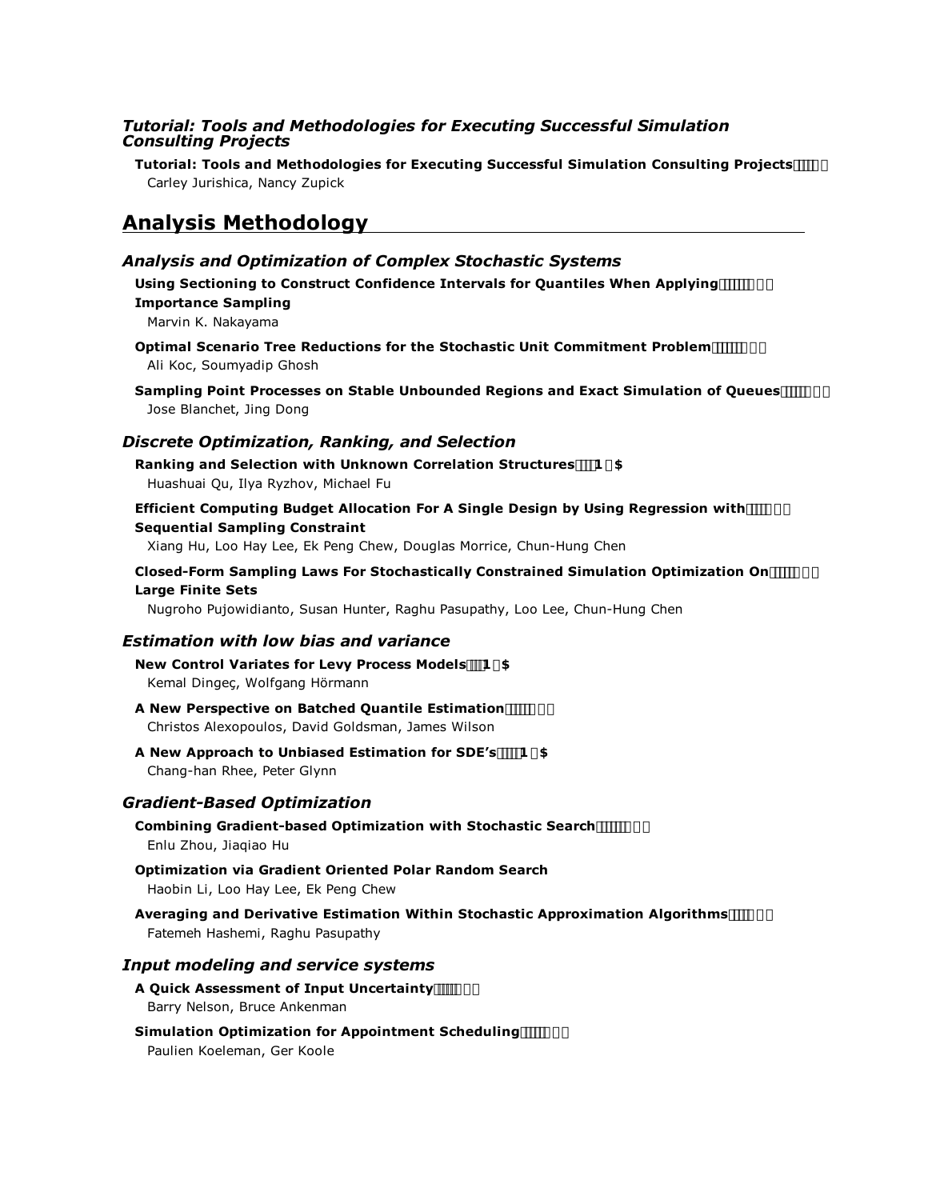### *Tutorial: Tools and Methodologies for Executing Successful Simulation Consulting Projects*

**Tutorial: Tools and Methodologies for Executing Successful Simulation Consulting Projects**
Carley Jurishica, Nancy Zupick

## Analysis Methodology

### *Analysis and Optimization of Complex Stochastic Systems*

**Using Sectioning to Construct Confidence Intervals for Quantiles When Applying Importance Sampling**
Marvin K. Nakayama

**Optimal Scenario Tree Reductions for the Stochastic Unit Commitment Problem**
Ali Koc, Soumyadip Ghosh

**Sampling Point Processes on Stable Unbounded Regions and Exact Simulation of Queues**
Jose Blanchet, Jing Dong

### *Discrete Optimization, Ranking, and Selection*

**Ranking and Selection with Unknown Correlation Structures**
Huashuai Qu, Ilya Ryzhov, Michael Fu

**Efficient Computing Budget Allocation For A Single Design by Using Regression with Sequential Sampling Constraint**
Xiang Hu, Loo Hay Lee, Ek Peng Chew, Douglas Morrice, Chun-Hung Chen

**Closed-Form Sampling Laws For Stochastically Constrained Simulation Optimization On Large Finite Sets**
Nugroho Pujowidianto, Susan Hunter, Raghu Pasupathy, Loo Lee, Chun-Hung Chen

### *Estimation with low bias and variance*

**New Control Variates for Levy Process Models**
Kemal Dingeç, Wolfgang Hörmann

**A New Perspective on Batched Quantile Estimation**
Christos Alexopoulos, David Goldsman, James Wilson

**A New Approach to Unbiased Estimation for SDE's**
Chang-han Rhee, Peter Glynn

### *Gradient-Based Optimization*

**Combining Gradient-based Optimization with Stochastic Search**
Enlu Zhou, Jiaqiao Hu

**Optimization via Gradient Oriented Polar Random Search**
Haobin Li, Loo Hay Lee, Ek Peng Chew

**Averaging and Derivative Estimation Within Stochastic Approximation Algorithms**
Fatemeh Hashemi, Raghu Pasupathy

### *Input modeling and service systems*

**A Quick Assessment of Input Uncertainty**
Barry Nelson, Bruce Ankenman

**Simulation Optimization for Appointment Scheduling**
Paulien Koeleman, Ger Koole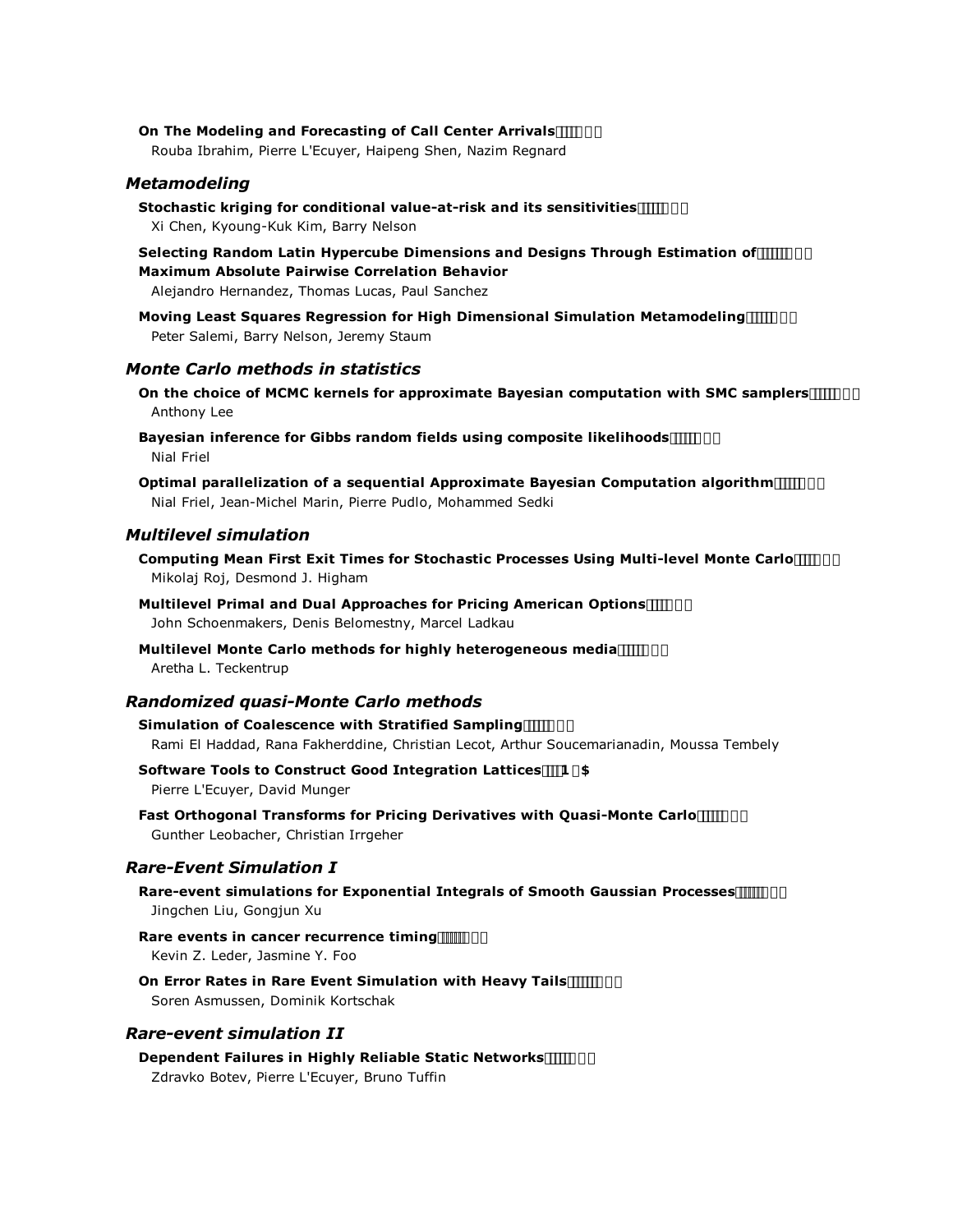**On The Modeling and Forecasting of Call Center Arrivals**
Rouba Ibrahim, Pierre L'Ecuyer, Haipeng Shen, Nazim Regnard

### *Metamodeling*

**Stochastic kriging for conditional value-at-risk and its sensitivities**
Xi Chen, Kyoung-Kuk Kim, Barry Nelson

**Selecting Random Latin Hypercube Dimensions and Designs Through Estimation of Maximum Absolute Pairwise Correlation Behavior**
Alejandro Hernandez, Thomas Lucas, Paul Sanchez

**Moving Least Squares Regression for High Dimensional Simulation Metamodeling**
Peter Salemi, Barry Nelson, Jeremy Staum

### *Monte Carlo methods in statistics*

**On the choice of MCMC kernels for approximate Bayesian computation with SMC samplers**
Anthony Lee

**Bayesian inference for Gibbs random fields using composite likelihoods**
Nial Friel

**Optimal parallelization of a sequential Approximate Bayesian Computation algorithm**
Nial Friel, Jean-Michel Marin, Pierre Pudlo, Mohammed Sedki

### *Multilevel simulation*

**Computing Mean First Exit Times for Stochastic Processes Using Multi-level Monte Carlo**
Mikolaj Roj, Desmond J. Higham

**Multilevel Primal and Dual Approaches for Pricing American Options**
John Schoenmakers, Denis Belomestny, Marcel Ladkau

**Multilevel Monte Carlo methods for highly heterogeneous media**
Aretha L. Teckentrup

### *Randomized quasi-Monte Carlo methods*

**Simulation of Coalescence with Stratified Sampling**
Rami El Haddad, Rana Fakherddine, Christian Lecot, Arthur Soucemarianadin, Moussa Tembely

**Software Tools to Construct Good Integration Lattices**
Pierre L'Ecuyer, David Munger

**Fast Orthogonal Transforms for Pricing Derivatives with Quasi-Monte Carlo**
Gunther Leobacher, Christian Irrgeher

### *Rare-Event Simulation I*

**Rare-event simulations for Exponential Integrals of Smooth Gaussian Processes**
Jingchen Liu, Gongjun Xu

**Rare events in cancer recurrence timing**
Kevin Z. Leder, Jasmine Y. Foo

**On Error Rates in Rare Event Simulation with Heavy Tails**
Soren Asmussen, Dominik Kortschak

### *Rare-event simulation II*

**Dependent Failures in Highly Reliable Static Networks**
Zdravko Botev, Pierre L'Ecuyer, Bruno Tuffin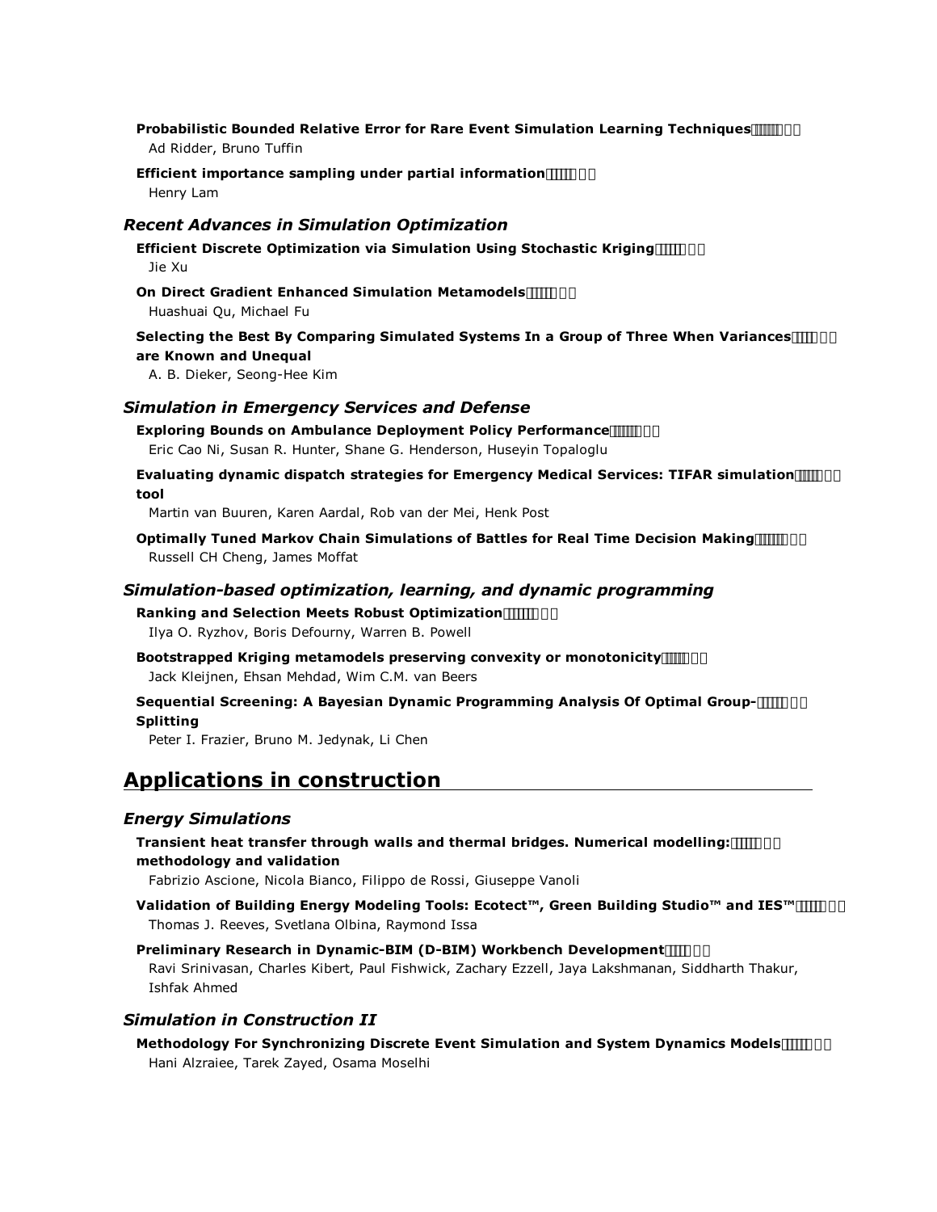**Probabilistic Bounded Relative Error for Rare Event Simulation Learning Techniques**
Ad Ridder, Bruno Tuffin

**Efficient importance sampling under partial information**
Henry Lam

### *Recent Advances in Simulation Optimization*

**Efficient Discrete Optimization via Simulation Using Stochastic Kriging**
Jie Xu

**On Direct Gradient Enhanced Simulation Metamodels**
Huashuai Qu, Michael Fu

**Selecting the Best By Comparing Simulated Systems In a Group of Three When Variances are Known and Unequal**
A. B. Dieker, Seong-Hee Kim

### *Simulation in Emergency Services and Defense*

**Exploring Bounds on Ambulance Deployment Policy Performance**
Eric Cao Ni, Susan R. Hunter, Shane G. Henderson, Huseyin Topaloglu

**Evaluating dynamic dispatch strategies for Emergency Medical Services: TIFAR simulation tool**
Martin van Buuren, Karen Aardal, Rob van der Mei, Henk Post

**Optimally Tuned Markov Chain Simulations of Battles for Real Time Decision Making**
Russell CH Cheng, James Moffat

### *Simulation-based optimization, learning, and dynamic programming*

**Ranking and Selection Meets Robust Optimization**
Ilya O. Ryzhov, Boris Defourny, Warren B. Powell

**Bootstrapped Kriging metamodels preserving convexity or monotonicity**
Jack Kleijnen, Ehsan Mehdad, Wim C.M. van Beers

**Sequential Screening: A Bayesian Dynamic Programming Analysis Of Optimal Group-Splitting**
Peter I. Frazier, Bruno M. Jedynak, Li Chen

## Applications in construction

### *Energy Simulations*

**Transient heat transfer through walls and thermal bridges. Numerical modelling: methodology and validation**
Fabrizio Ascione, Nicola Bianco, Filippo de Rossi, Giuseppe Vanoli

**Validation of Building Energy Modeling Tools: Ecotect™, Green Building Studio™ and IES™**
Thomas J. Reeves, Svetlana Olbina, Raymond Issa

**Preliminary Research in Dynamic-BIM (D-BIM) Workbench Development**
Ravi Srinivasan, Charles Kibert, Paul Fishwick, Zachary Ezzell, Jaya Lakshmanan, Siddharth Thakur, Ishfak Ahmed

### *Simulation in Construction II*

**Methodology For Synchronizing Discrete Event Simulation and System Dynamics Models**
Hani Alzraiee, Tarek Zayed, Osama Moselhi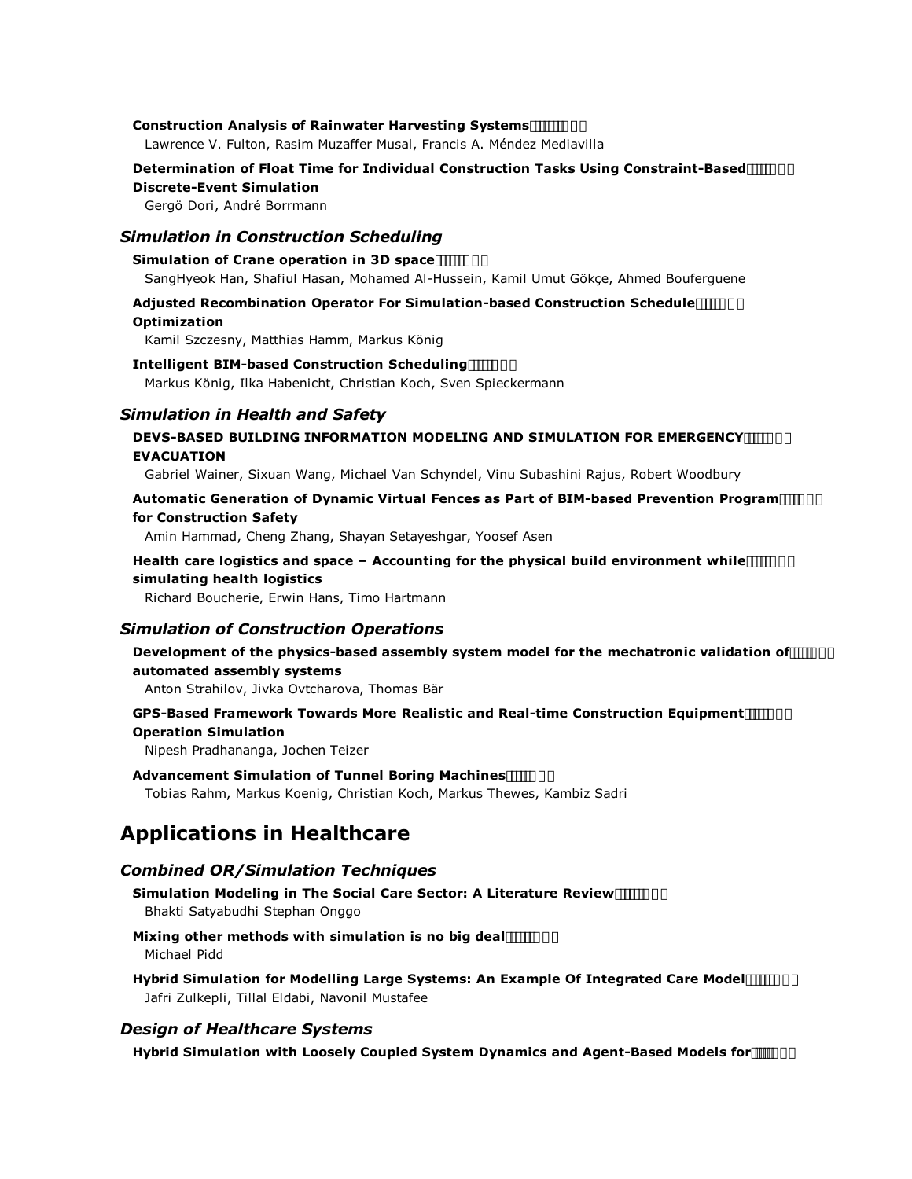**Construction Analysis of Rainwater Harvesting Systems**
Lawrence V. Fulton, Rasim Muzaffer Musal, Francis A. Méndez Mediavilla

**Determination of Float Time for Individual Construction Tasks Using Constraint-Based Discrete-Event Simulation**
Gergö Dori, André Borrmann

### *Simulation in Construction Scheduling*

**Simulation of Crane operation in 3D space**
SangHyeok Han, Shafiul Hasan, Mohamed Al-Hussein, Kamil Umut Gökçe, Ahmed Bouferguene

**Adjusted Recombination Operator For Simulation-based Construction Schedule Optimization**
Kamil Szczesny, Matthias Hamm, Markus König

**Intelligent BIM-based Construction Scheduling**
Markus König, Ilka Habenicht, Christian Koch, Sven Spieckermann

### *Simulation in Health and Safety*

**DEVS-BASED BUILDING INFORMATION MODELING AND SIMULATION FOR EMERGENCY EVACUATION**
Gabriel Wainer, Sixuan Wang, Michael Van Schyndel, Vinu Subashini Rajus, Robert Woodbury

**Automatic Generation of Dynamic Virtual Fences as Part of BIM-based Prevention Program for Construction Safety**
Amin Hammad, Cheng Zhang, Shayan Setayeshgar, Yoosef Asen

**Health care logistics and space – Accounting for the physical build environment while simulating health logistics**
Richard Boucherie, Erwin Hans, Timo Hartmann

### *Simulation of Construction Operations*

**Development of the physics-based assembly system model for the mechatronic validation of automated assembly systems**
Anton Strahilov, Jivka Ovtcharova, Thomas Bär

**GPS-Based Framework Towards More Realistic and Real-time Construction Equipment Operation Simulation**
Nipesh Pradhananga, Jochen Teizer

**Advancement Simulation of Tunnel Boring Machines**
Tobias Rahm, Markus Koenig, Christian Koch, Markus Thewes, Kambiz Sadri

## Applications in Healthcare

### *Combined OR/Simulation Techniques*

**Simulation Modeling in The Social Care Sector: A Literature Review**
Bhakti Satyabudhi Stephan Onggo

**Mixing other methods with simulation is no big deal**
Michael Pidd

**Hybrid Simulation for Modelling Large Systems: An Example Of Integrated Care Model**
Jafri Zulkepli, Tillal Eldabi, Navonil Mustafee

### *Design of Healthcare Systems*

**Hybrid Simulation with Loosely Coupled System Dynamics and Agent-Based Models for**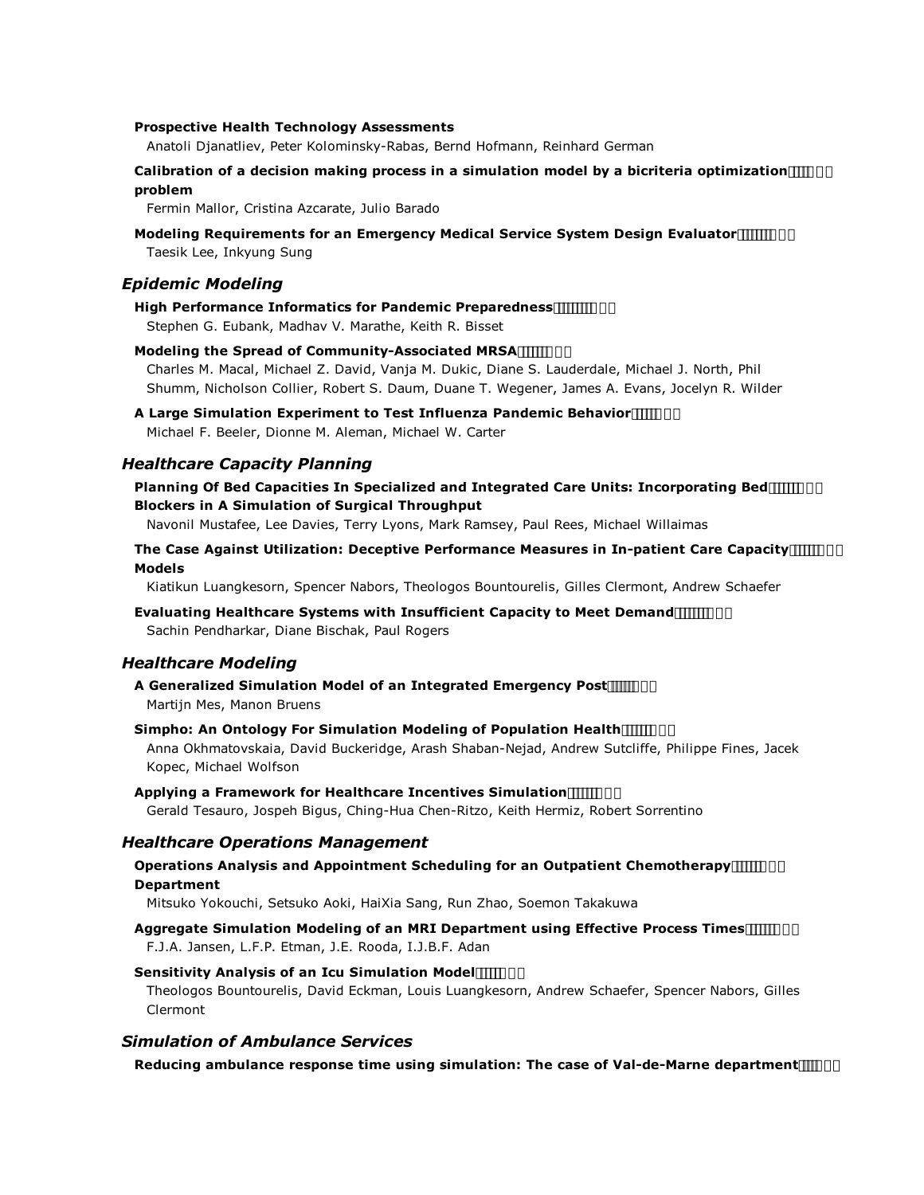**Prospective Health Technology Assessments**

Anatoli Djanatliev, Peter Kolominsky-Rabas, Bernd Hofmann, Reinhard German

**Calibration of a decision making process in a simulation model by a bicriteria optimization problem**

Fermin Mallor, Cristina Azcarate, Julio Barado

**Modeling Requirements for an Emergency Medical Service System Design Evaluator**

Taesik Lee, Inkyung Sung

## *Epidemic Modeling*

**High Performance Informatics for Pandemic Preparedness**

Stephen G. Eubank, Madhav V. Marathe, Keith R. Bisset

**Modeling the Spread of Community-Associated MRSA**

Charles M. Macal, Michael Z. David, Vanja M. Dukic, Diane S. Lauderdale, Michael J. North, Phil Shumm, Nicholson Collier, Robert S. Daum, Duane T. Wegener, James A. Evans, Jocelyn R. Wilder

**A Large Simulation Experiment to Test Influenza Pandemic Behavior**

Michael F. Beeler, Dionne M. Aleman, Michael W. Carter

## *Healthcare Capacity Planning*

**Planning Of Bed Capacities In Specialized and Integrated Care Units: Incorporating Bed Blockers in A Simulation of Surgical Throughput**

Navonil Mustafee, Lee Davies, Terry Lyons, Mark Ramsey, Paul Rees, Michael Willaimas

**The Case Against Utilization: Deceptive Performance Measures in In-patient Care Capacity Models**

Kiatikun Luangkesorn, Spencer Nabors, Theologos Bountourelis, Gilles Clermont, Andrew Schaefer

**Evaluating Healthcare Systems with Insufficient Capacity to Meet Demand**

Sachin Pendharkar, Diane Bischak, Paul Rogers

## *Healthcare Modeling*

**A Generalized Simulation Model of an Integrated Emergency Post**

Martijn Mes, Manon Bruens

**Simpho: An Ontology For Simulation Modeling of Population Health**

Anna Okhmatovskaia, David Buckeridge, Arash Shaban-Nejad, Andrew Sutcliffe, Philippe Fines, Jacek Kopec, Michael Wolfson

**Applying a Framework for Healthcare Incentives Simulation**

Gerald Tesauro, Jospeh Bigus, Ching-Hua Chen-Ritzo, Keith Hermiz, Robert Sorrentino

## *Healthcare Operations Management*

**Operations Analysis and Appointment Scheduling for an Outpatient Chemotherapy Department**

Mitsuko Yokouchi, Setsuko Aoki, HaiXia Sang, Run Zhao, Soemon Takakuwa

**Aggregate Simulation Modeling of an MRI Department using Effective Process Times**

F.J.A. Jansen, L.F.P. Etman, J.E. Rooda, I.J.B.F. Adan

**Sensitivity Analysis of an Icu Simulation Model**

Theologos Bountourelis, David Eckman, Louis Luangkesorn, Andrew Schaefer, Spencer Nabors, Gilles Clermont

## *Simulation of Ambulance Services*

**Reducing ambulance response time using simulation: The case of Val-de-Marne department**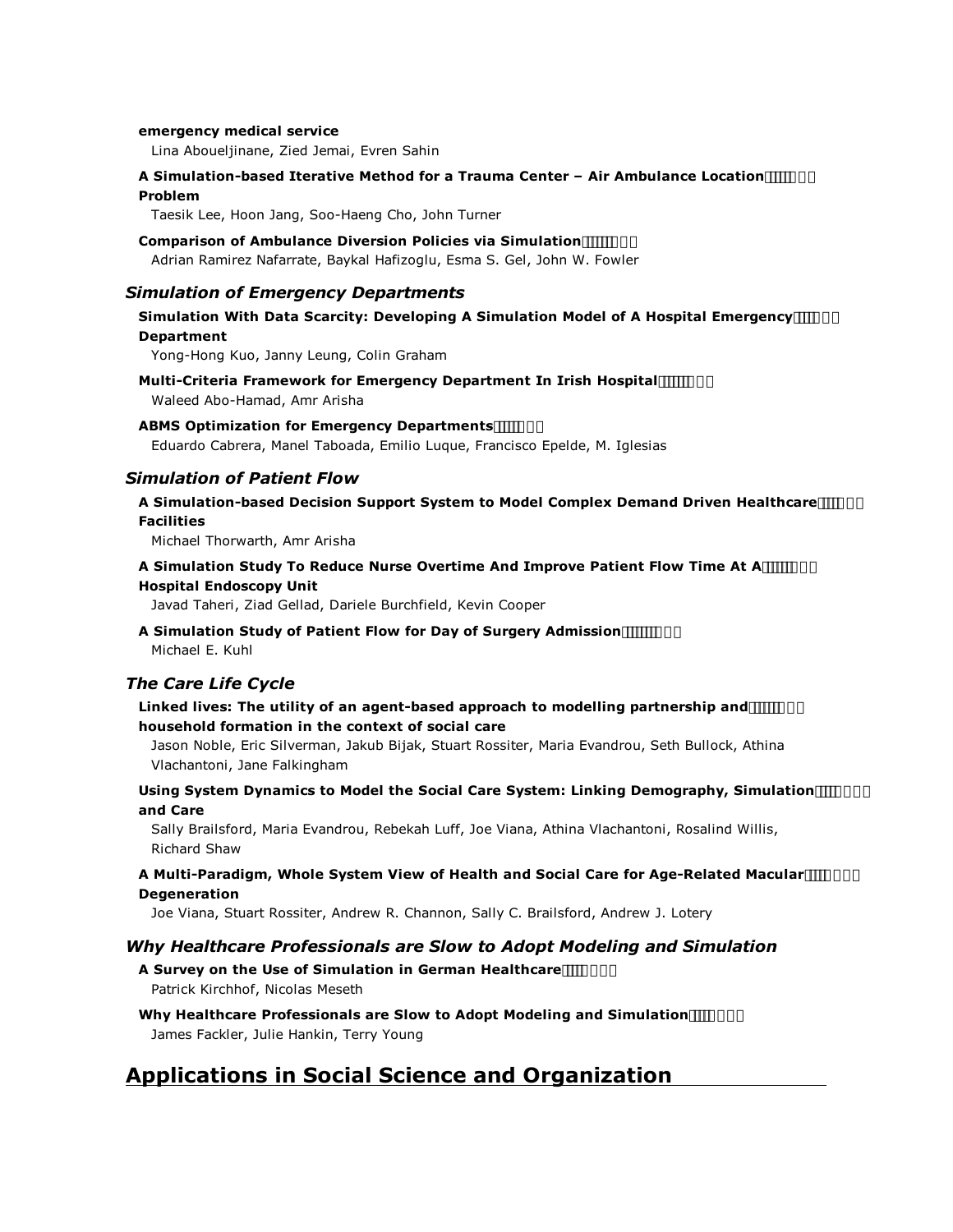**emergency medical service**
Lina Aboueljinane, Zied Jemai, Evren Sahin

**A Simulation-based Iterative Method for a Trauma Center – Air Ambulance Location Problem**
Taesik Lee, Hoon Jang, Soo-Haeng Cho, John Turner

**Comparison of Ambulance Diversion Policies via Simulation**
Adrian Ramirez Nafarrate, Baykal Hafizoglu, Esma S. Gel, John W. Fowler

### *Simulation of Emergency Departments*

**Simulation With Data Scarcity: Developing A Simulation Model of A Hospital Emergency Department**
Yong-Hong Kuo, Janny Leung, Colin Graham

**Multi-Criteria Framework for Emergency Department In Irish Hospital**
Waleed Abo-Hamad, Amr Arisha

**ABMS Optimization for Emergency Departments**
Eduardo Cabrera, Manel Taboada, Emilio Luque, Francisco Epelde, M. Iglesias

### *Simulation of Patient Flow*

**A Simulation-based Decision Support System to Model Complex Demand Driven Healthcare Facilities**
Michael Thorwarth, Amr Arisha

**A Simulation Study To Reduce Nurse Overtime And Improve Patient Flow Time At A Hospital Endoscopy Unit**
Javad Taheri, Ziad Gellad, Dariele Burchfield, Kevin Cooper

**A Simulation Study of Patient Flow for Day of Surgery Admission**
Michael E. Kuhl

### *The Care Life Cycle*

**Linked lives: The utility of an agent-based approach to modelling partnership and household formation in the context of social care**
Jason Noble, Eric Silverman, Jakub Bijak, Stuart Rossiter, Maria Evandrou, Seth Bullock, Athina Vlachantoni, Jane Falkingham

**Using System Dynamics to Model the Social Care System: Linking Demography, Simulation and Care**
Sally Brailsford, Maria Evandrou, Rebekah Luff, Joe Viana, Athina Vlachantoni, Rosalind Willis, Richard Shaw

**A Multi-Paradigm, Whole System View of Health and Social Care for Age-Related Macular Degeneration**
Joe Viana, Stuart Rossiter, Andrew R. Channon, Sally C. Brailsford, Andrew J. Lotery

### *Why Healthcare Professionals are Slow to Adopt Modeling and Simulation*

**A Survey on the Use of Simulation in German Healthcare**
Patrick Kirchhof, Nicolas Meseth

**Why Healthcare Professionals are Slow to Adopt Modeling and Simulation**
James Fackler, Julie Hankin, Terry Young

## Applications in Social Science and Organization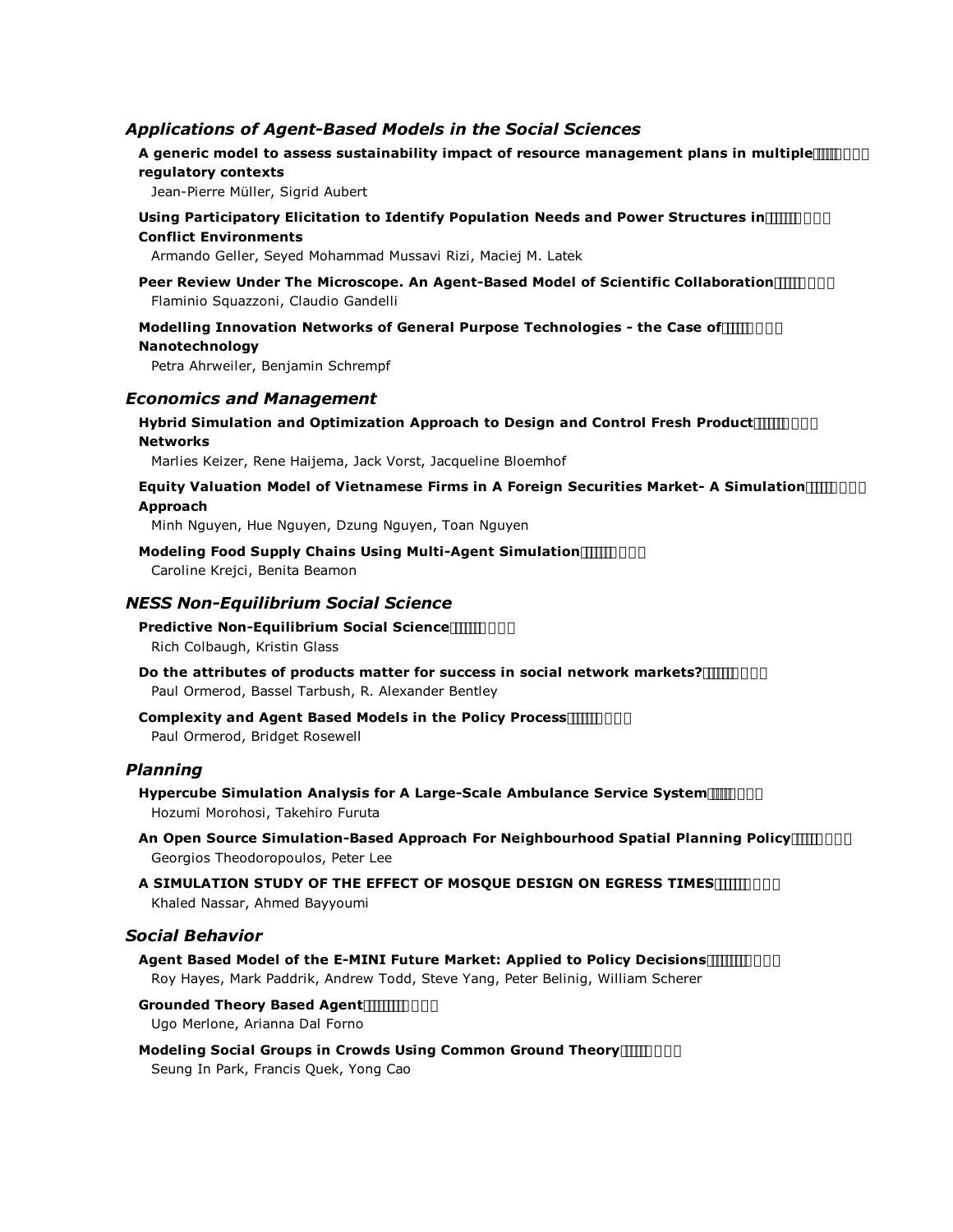### *Applications of Agent-Based Models in the Social Sciences*

**A generic model to assess sustainability impact of resource management plans in multiple regulatory contexts**
Jean-Pierre Müller, Sigrid Aubert

**Using Participatory Elicitation to Identify Population Needs and Power Structures in Conflict Environments**
Armando Geller, Seyed Mohammad Mussavi Rizi, Maciej M. Latek

**Peer Review Under The Microscope. An Agent-Based Model of Scientific Collaboration**
Flaminio Squazzoni, Claudio Gandelli

**Modelling Innovation Networks of General Purpose Technologies - the Case of Nanotechnology**
Petra Ahrweiler, Benjamin Schrempf

### *Economics and Management*

**Hybrid Simulation and Optimization Approach to Design and Control Fresh Product Networks**
Marlies Keizer, Rene Haijema, Jack Vorst, Jacqueline Bloemhof

**Equity Valuation Model of Vietnamese Firms in A Foreign Securities Market- A Simulation Approach**
Minh Nguyen, Hue Nguyen, Dzung Nguyen, Toan Nguyen

**Modeling Food Supply Chains Using Multi-Agent Simulation**
Caroline Krejci, Benita Beamon

### *NESS Non-Equilibrium Social Science*

**Predictive Non-Equilibrium Social Science**
Rich Colbaugh, Kristin Glass

**Do the attributes of products matter for success in social network markets?**
Paul Ormerod, Bassel Tarbush, R. Alexander Bentley

**Complexity and Agent Based Models in the Policy Process**
Paul Ormerod, Bridget Rosewell

### *Planning*

**Hypercube Simulation Analysis for A Large-Scale Ambulance Service System**
Hozumi Morohosi, Takehiro Furuta

**An Open Source Simulation-Based Approach For Neighbourhood Spatial Planning Policy**
Georgios Theodoropoulos, Peter Lee

**A SIMULATION STUDY OF THE EFFECT OF MOSQUE DESIGN ON EGRESS TIMES**
Khaled Nassar, Ahmed Bayyoumi

### *Social Behavior*

**Agent Based Model of the E-MINI Future Market: Applied to Policy Decisions**
Roy Hayes, Mark Paddrik, Andrew Todd, Steve Yang, Peter Belinig, William Scherer

**Grounded Theory Based Agent**
Ugo Merlone, Arianna Dal Forno

**Modeling Social Groups in Crowds Using Common Ground Theory**
Seung In Park, Francis Quek, Yong Cao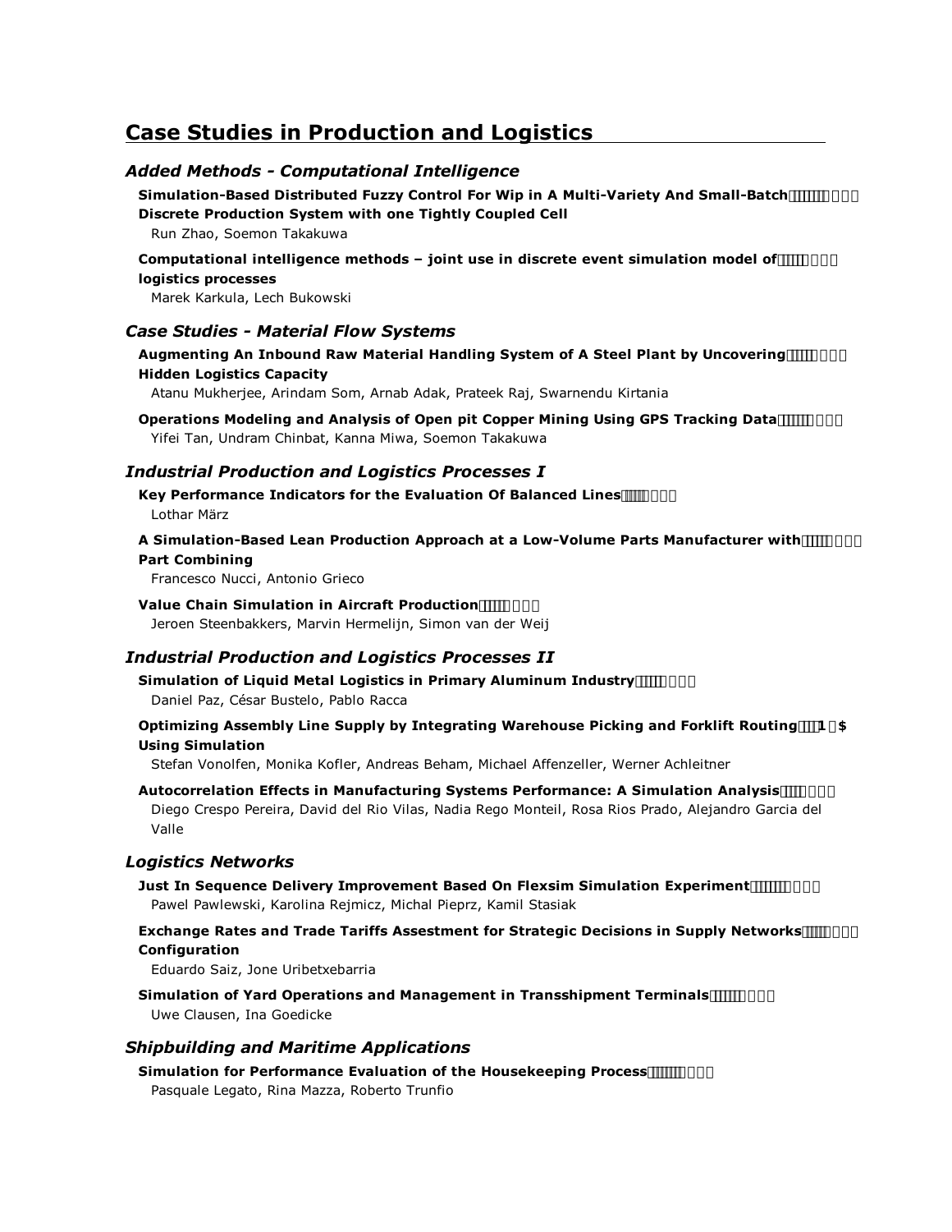# Case Studies in Production and Logistics

### *Added Methods - Computational Intelligence*

**Simulation-Based Distributed Fuzzy Control For Wip in A Multi-Variety And Small-Batch Discrete Production System with one Tightly Coupled Cell**
Run Zhao, Soemon Takakuwa

**Computational intelligence methods – joint use in discrete event simulation model of logistics processes**
Marek Karkula, Lech Bukowski

### *Case Studies - Material Flow Systems*

**Augmenting An Inbound Raw Material Handling System of A Steel Plant by Uncovering Hidden Logistics Capacity**
Atanu Mukherjee, Arindam Som, Arnab Adak, Prateek Raj, Swarnendu Kirtania

**Operations Modeling and Analysis of Open pit Copper Mining Using GPS Tracking Data**
Yifei Tan, Undram Chinbat, Kanna Miwa, Soemon Takakuwa

### *Industrial Production and Logistics Processes I*

**Key Performance Indicators for the Evaluation Of Balanced Lines**
Lothar März

**A Simulation-Based Lean Production Approach at a Low-Volume Parts Manufacturer with Part Combining**
Francesco Nucci, Antonio Grieco

**Value Chain Simulation in Aircraft Production**
Jeroen Steenbakkers, Marvin Hermelijn, Simon van der Weij

### *Industrial Production and Logistics Processes II*

**Simulation of Liquid Metal Logistics in Primary Aluminum Industry**
Daniel Paz, César Bustelo, Pablo Racca

**Optimizing Assembly Line Supply by Integrating Warehouse Picking and Forklift Routing Using Simulation**
Stefan Vonolfen, Monika Kofler, Andreas Beham, Michael Affenzeller, Werner Achleitner

**Autocorrelation Effects in Manufacturing Systems Performance: A Simulation Analysis**
Diego Crespo Pereira, David del Rio Vilas, Nadia Rego Monteil, Rosa Rios Prado, Alejandro Garcia del Valle

### *Logistics Networks*

**Just In Sequence Delivery Improvement Based On Flexsim Simulation Experiment**
Pawel Pawlewski, Karolina Rejmicz, Michal Pieprz, Kamil Stasiak

**Exchange Rates and Trade Tariffs Assestment for Strategic Decisions in Supply Networks Configuration**
Eduardo Saiz, Jone Uribetxebarria

**Simulation of Yard Operations and Management in Transshipment Terminals**
Uwe Clausen, Ina Goedicke

### *Shipbuilding and Maritime Applications*

**Simulation for Performance Evaluation of the Housekeeping Process**
Pasquale Legato, Rina Mazza, Roberto Trunfio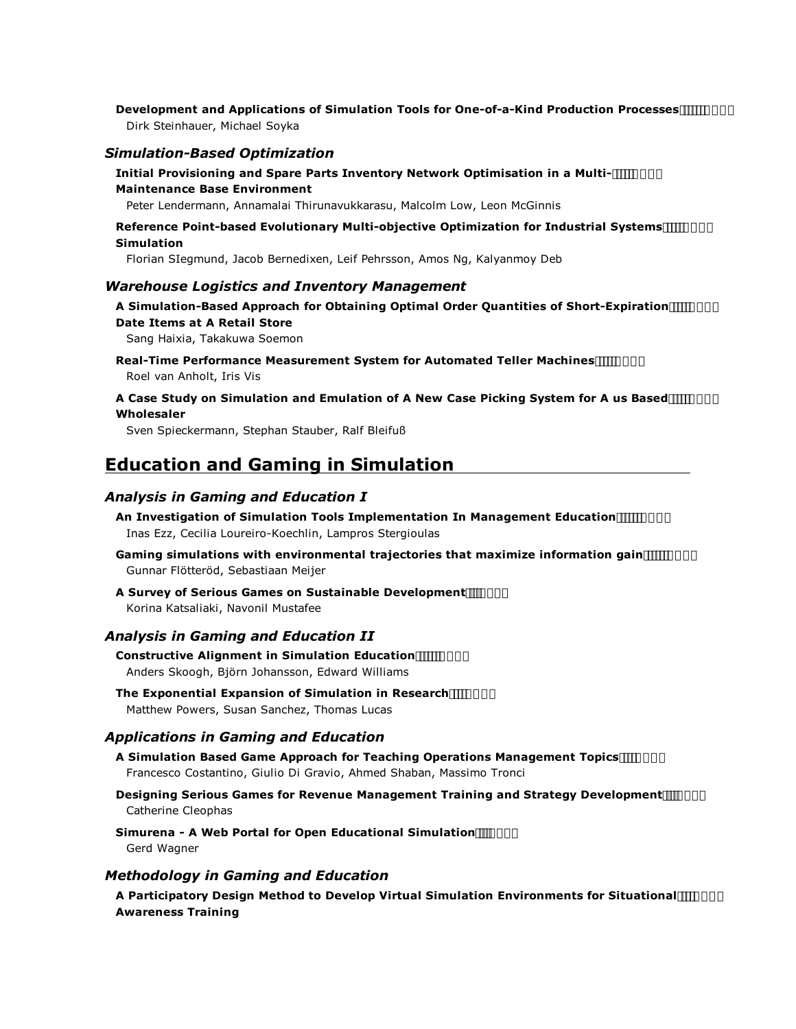**Development and Applications of Simulation Tools for One-of-a-Kind Production Processes**
Dirk Steinhauer, Michael Soyka

### *Simulation-Based Optimization*

**Initial Provisioning and Spare Parts Inventory Network Optimisation in a Multi-Maintenance Base Environment**
Peter Lendermann, Annamalai Thirunavukkarasu, Malcolm Low, Leon McGinnis

**Reference Point-based Evolutionary Multi-objective Optimization for Industrial Systems Simulation**
Florian SIegmund, Jacob Bernedixen, Leif Pehrsson, Amos Ng, Kalyanmoy Deb

### *Warehouse Logistics and Inventory Management*

**A Simulation-Based Approach for Obtaining Optimal Order Quantities of Short-Expiration Date Items at A Retail Store**
Sang Haixia, Takakuwa Soemon

**Real-Time Performance Measurement System for Automated Teller Machines**
Roel van Anholt, Iris Vis

**A Case Study on Simulation and Emulation of A New Case Picking System for A us Based Wholesaler**
Sven Spieckermann, Stephan Stauber, Ralf Bleifuß

## Education and Gaming in Simulation

### *Analysis in Gaming and Education I*

**An Investigation of Simulation Tools Implementation In Management Education**
Inas Ezz, Cecilia Loureiro-Koechlin, Lampros Stergioulas

**Gaming simulations with environmental trajectories that maximize information gain**
Gunnar Flötteröd, Sebastiaan Meijer

**A Survey of Serious Games on Sustainable Development**
Korina Katsaliaki, Navonil Mustafee

### *Analysis in Gaming and Education II*

**Constructive Alignment in Simulation Education**
Anders Skoogh, Björn Johansson, Edward Williams

**The Exponential Expansion of Simulation in Research**
Matthew Powers, Susan Sanchez, Thomas Lucas

### *Applications in Gaming and Education*

**A Simulation Based Game Approach for Teaching Operations Management Topics**
Francesco Costantino, Giulio Di Gravio, Ahmed Shaban, Massimo Tronci

**Designing Serious Games for Revenue Management Training and Strategy Development**
Catherine Cleophas

**Simurena - A Web Portal for Open Educational Simulation**
Gerd Wagner

### *Methodology in Gaming and Education*

**A Participatory Design Method to Develop Virtual Simulation Environments for Situational Awareness Training**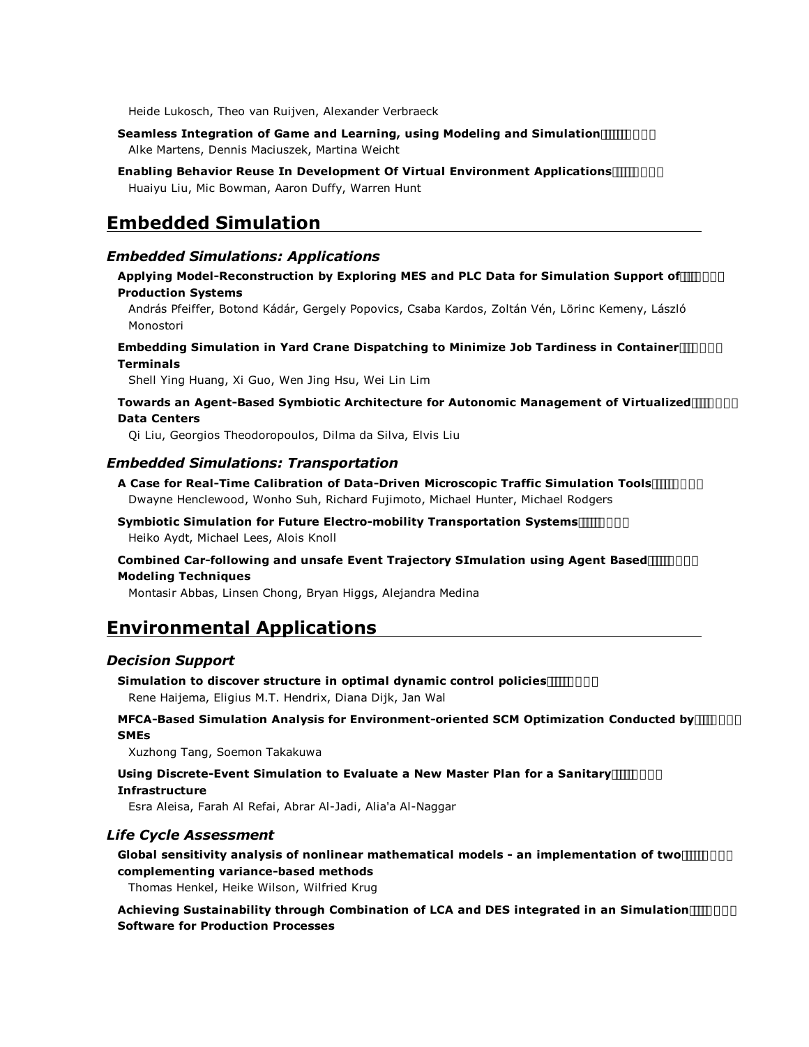Heide Lukosch, Theo van Ruijven, Alexander Verbraeck

**Seamless Integration of Game and Learning, using Modeling and Simulation**
Alke Martens, Dennis Maciuszek, Martina Weicht

**Enabling Behavior Reuse In Development Of Virtual Environment Applications**
Huaiyu Liu, Mic Bowman, Aaron Duffy, Warren Hunt

# Embedded Simulation

## *Embedded Simulations: Applications*

**Applying Model-Reconstruction by Exploring MES and PLC Data for Simulation Support of Production Systems**
András Pfeiffer, Botond Kádár, Gergely Popovics, Csaba Kardos, Zoltán Vén, Lörinc Kemeny, László Monostori

**Embedding Simulation in Yard Crane Dispatching to Minimize Job Tardiness in Container Terminals**
Shell Ying Huang, Xi Guo, Wen Jing Hsu, Wei Lin Lim

**Towards an Agent-Based Symbiotic Architecture for Autonomic Management of Virtualized Data Centers**
Qi Liu, Georgios Theodoropoulos, Dilma da Silva, Elvis Liu

## *Embedded Simulations: Transportation*

**A Case for Real-Time Calibration of Data-Driven Microscopic Traffic Simulation Tools**
Dwayne Henclewood, Wonho Suh, Richard Fujimoto, Michael Hunter, Michael Rodgers

**Symbiotic Simulation for Future Electro-mobility Transportation Systems**
Heiko Aydt, Michael Lees, Alois Knoll

**Combined Car-following and unsafe Event Trajectory SImulation using Agent Based Modeling Techniques**
Montasir Abbas, Linsen Chong, Bryan Higgs, Alejandra Medina

# Environmental Applications

## *Decision Support*

**Simulation to discover structure in optimal dynamic control policies**
Rene Haijema, Eligius M.T. Hendrix, Diana Dijk, Jan Wal

**MFCA-Based Simulation Analysis for Environment-oriented SCM Optimization Conducted by SMEs**
Xuzhong Tang, Soemon Takakuwa

**Using Discrete-Event Simulation to Evaluate a New Master Plan for a Sanitary Infrastructure**
Esra Aleisa, Farah Al Refai, Abrar Al-Jadi, Alia'a Al-Naggar

## *Life Cycle Assessment*

**Global sensitivity analysis of nonlinear mathematical models - an implementation of two complementing variance-based methods**
Thomas Henkel, Heike Wilson, Wilfried Krug

**Achieving Sustainability through Combination of LCA and DES integrated in an Simulation Software for Production Processes**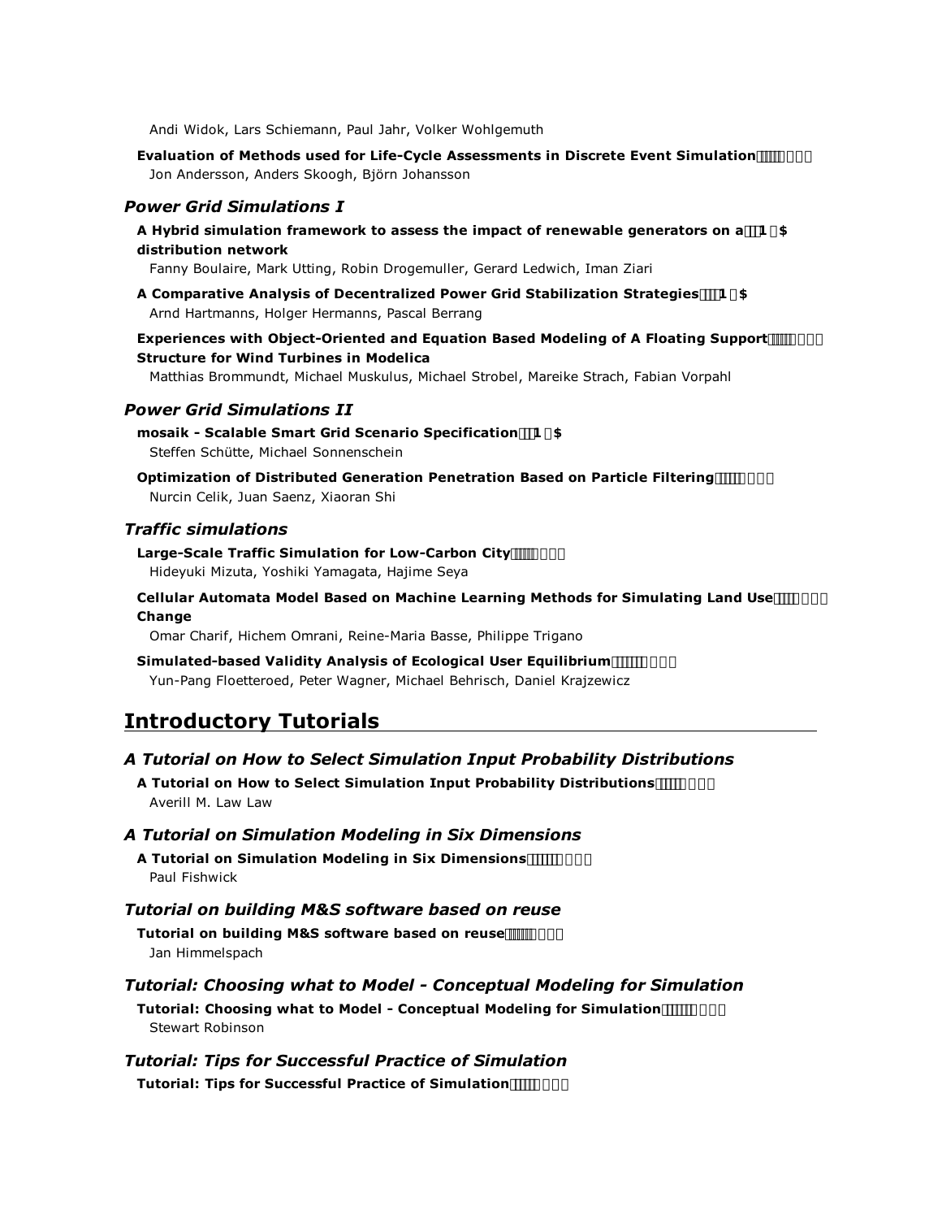Andi Widok, Lars Schiemann, Paul Jahr, Volker Wohlgemuth

**Evaluation of Methods used for Life-Cycle Assessments in Discrete Event Simulation**
Jon Andersson, Anders Skoogh, Björn Johansson

### *Power Grid Simulations I*

**A Hybrid simulation framework to assess the impact of renewable generators on a distribution network**
Fanny Boulaire, Mark Utting, Robin Drogemuller, Gerard Ledwich, Iman Ziari

**A Comparative Analysis of Decentralized Power Grid Stabilization Strategies**
Arnd Hartmanns, Holger Hermanns, Pascal Berrang

**Experiences with Object-Oriented and Equation Based Modeling of A Floating Support Structure for Wind Turbines in Modelica**
Matthias Brommundt, Michael Muskulus, Michael Strobel, Mareike Strach, Fabian Vorpahl

### *Power Grid Simulations II*

**mosaik - Scalable Smart Grid Scenario Specification**
Steffen Schütte, Michael Sonnenschein

**Optimization of Distributed Generation Penetration Based on Particle Filtering**
Nurcin Celik, Juan Saenz, Xiaoran Shi

### *Traffic simulations*

**Large-Scale Traffic Simulation for Low-Carbon City**
Hideyuki Mizuta, Yoshiki Yamagata, Hajime Seya

**Cellular Automata Model Based on Machine Learning Methods for Simulating Land Use Change**
Omar Charif, Hichem Omrani, Reine-Maria Basse, Philippe Trigano

**Simulated-based Validity Analysis of Ecological User Equilibrium**
Yun-Pang Floetteroed, Peter Wagner, Michael Behrisch, Daniel Krajzewicz

## Introductory Tutorials

### *A Tutorial on How to Select Simulation Input Probability Distributions*

**A Tutorial on How to Select Simulation Input Probability Distributions**
Averill M. Law Law

### *A Tutorial on Simulation Modeling in Six Dimensions*

**A Tutorial on Simulation Modeling in Six Dimensions**
Paul Fishwick

### *Tutorial on building M&S software based on reuse*

**Tutorial on building M&S software based on reuse**
Jan Himmelspach

### *Tutorial: Choosing what to Model - Conceptual Modeling for Simulation*

**Tutorial: Choosing what to Model - Conceptual Modeling for Simulation**
Stewart Robinson

### *Tutorial: Tips for Successful Practice of Simulation*

**Tutorial: Tips for Successful Practice of Simulation**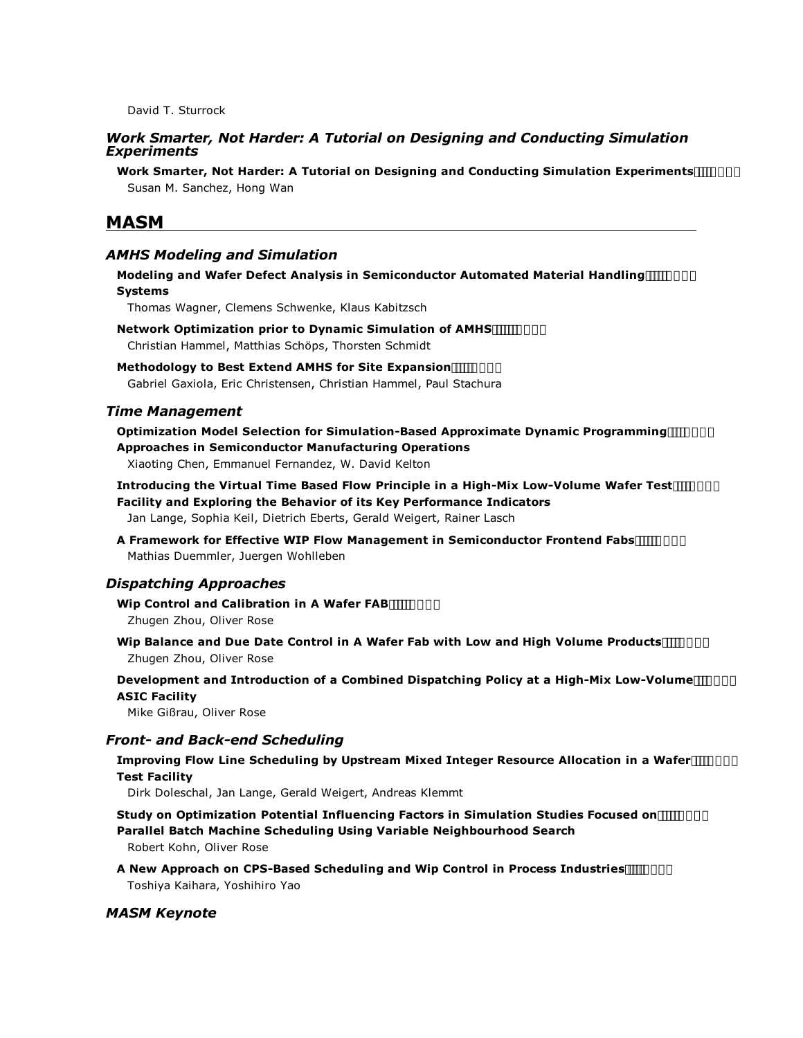David T. Sturrock

### *Work Smarter, Not Harder: A Tutorial on Designing and Conducting Simulation Experiments*

**Work Smarter, Not Harder: A Tutorial on Designing and Conducting Simulation Experiments**
Susan M. Sanchez, Hong Wan

## MASM

### *AMHS Modeling and Simulation*

**Modeling and Wafer Defect Analysis in Semiconductor Automated Material Handling Systems**
Thomas Wagner, Clemens Schwenke, Klaus Kabitzsch

**Network Optimization prior to Dynamic Simulation of AMHS**
Christian Hammel, Matthias Schöps, Thorsten Schmidt

**Methodology to Best Extend AMHS for Site Expansion**
Gabriel Gaxiola, Eric Christensen, Christian Hammel, Paul Stachura

### *Time Management*

**Optimization Model Selection for Simulation-Based Approximate Dynamic Programming Approaches in Semiconductor Manufacturing Operations**
Xiaoting Chen, Emmanuel Fernandez, W. David Kelton

**Introducing the Virtual Time Based Flow Principle in a High-Mix Low-Volume Wafer Test Facility and Exploring the Behavior of its Key Performance Indicators**
Jan Lange, Sophia Keil, Dietrich Eberts, Gerald Weigert, Rainer Lasch

**A Framework for Effective WIP Flow Management in Semiconductor Frontend Fabs**
Mathias Duemmler, Juergen Wohlleben

### *Dispatching Approaches*

**Wip Control and Calibration in A Wafer FAB**
Zhugen Zhou, Oliver Rose

**Wip Balance and Due Date Control in A Wafer Fab with Low and High Volume Products**
Zhugen Zhou, Oliver Rose

**Development and Introduction of a Combined Dispatching Policy at a High-Mix Low-Volume ASIC Facility**
Mike Gißrau, Oliver Rose

### *Front- and Back-end Scheduling*

**Improving Flow Line Scheduling by Upstream Mixed Integer Resource Allocation in a Wafer Test Facility**
Dirk Doleschal, Jan Lange, Gerald Weigert, Andreas Klemmt

**Study on Optimization Potential Influencing Factors in Simulation Studies Focused on Parallel Batch Machine Scheduling Using Variable Neighbourhood Search**
Robert Kohn, Oliver Rose

**A New Approach on CPS-Based Scheduling and Wip Control in Process Industries**
Toshiya Kaihara, Yoshihiro Yao

### *MASM Keynote*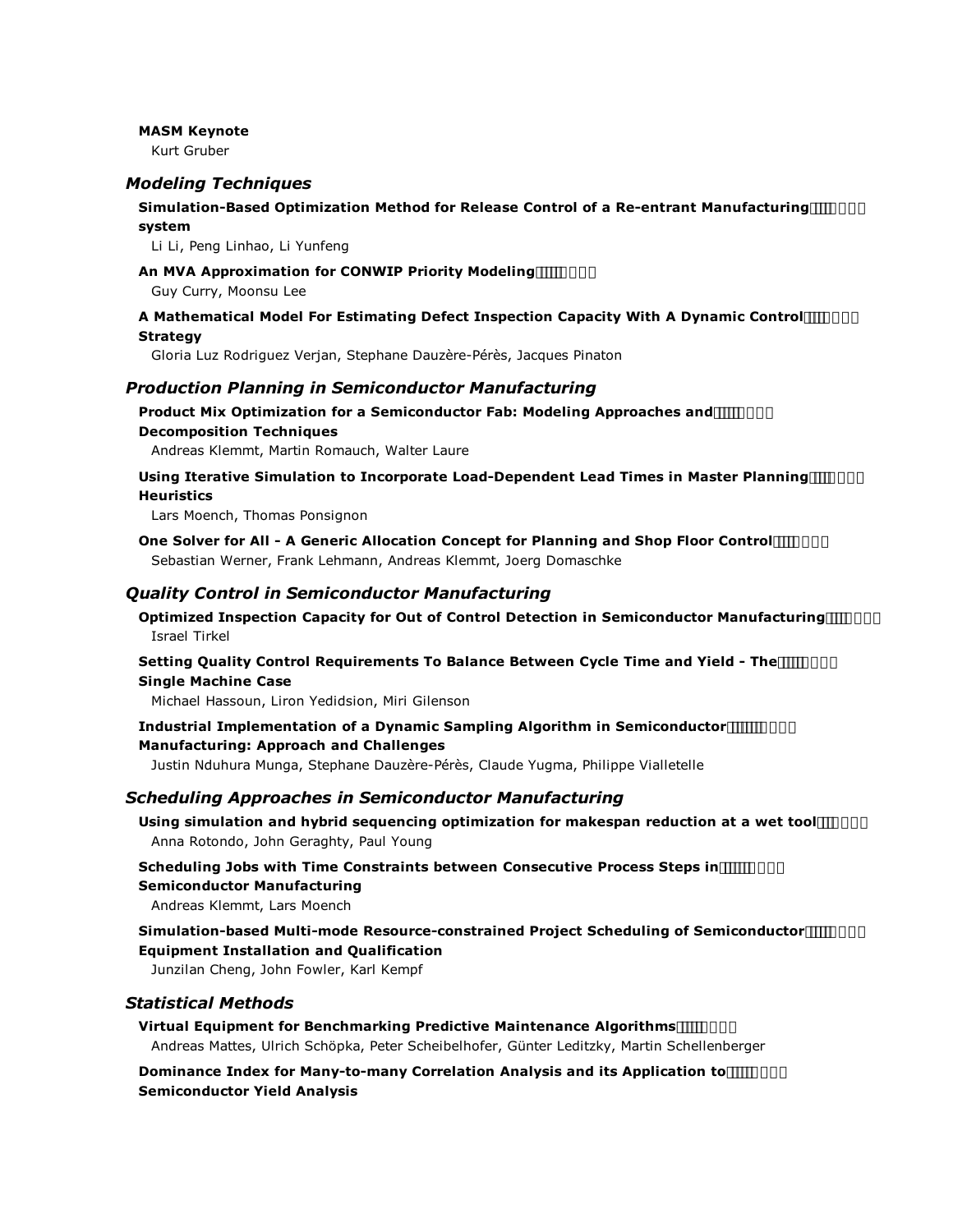**MASM Keynote**

Kurt Gruber

### *Modeling Techniques*

**Simulation-Based Optimization Method for Release Control of a Re-entrant Manufacturing system**

Li Li, Peng Linhao, Li Yunfeng

**An MVA Approximation for CONWIP Priority Modeling**

Guy Curry, Moonsu Lee

**A Mathematical Model For Estimating Defect Inspection Capacity With A Dynamic Control Strategy**

Gloria Luz Rodriguez Verjan, Stephane Dauzère-Pérès, Jacques Pinaton

### *Production Planning in Semiconductor Manufacturing*

**Product Mix Optimization for a Semiconductor Fab: Modeling Approaches and Decomposition Techniques**

Andreas Klemmt, Martin Romauch, Walter Laure

**Using Iterative Simulation to Incorporate Load-Dependent Lead Times in Master Planning Heuristics**

Lars Moench, Thomas Ponsignon

**One Solver for All - A Generic Allocation Concept for Planning and Shop Floor Control**

Sebastian Werner, Frank Lehmann, Andreas Klemmt, Joerg Domaschke

### *Quality Control in Semiconductor Manufacturing*

**Optimized Inspection Capacity for Out of Control Detection in Semiconductor Manufacturing**

Israel Tirkel

**Setting Quality Control Requirements To Balance Between Cycle Time and Yield - The Single Machine Case**

Michael Hassoun, Liron Yedidsion, Miri Gilenson

**Industrial Implementation of a Dynamic Sampling Algorithm in Semiconductor Manufacturing: Approach and Challenges**

Justin Nduhura Munga, Stephane Dauzère-Pérès, Claude Yugma, Philippe Vialletelle

### *Scheduling Approaches in Semiconductor Manufacturing*

**Using simulation and hybrid sequencing optimization for makespan reduction at a wet tool**

Anna Rotondo, John Geraghty, Paul Young

**Scheduling Jobs with Time Constraints between Consecutive Process Steps in Semiconductor Manufacturing**

Andreas Klemmt, Lars Moench

**Simulation-based Multi-mode Resource-constrained Project Scheduling of Semiconductor Equipment Installation and Qualification**

Junzilan Cheng, John Fowler, Karl Kempf

### *Statistical Methods*

**Virtual Equipment for Benchmarking Predictive Maintenance Algorithms**

Andreas Mattes, Ulrich Schöpka, Peter Scheibelhofer, Günter Leditzky, Martin Schellenberger

**Dominance Index for Many-to-many Correlation Analysis and its Application to Semiconductor Yield Analysis**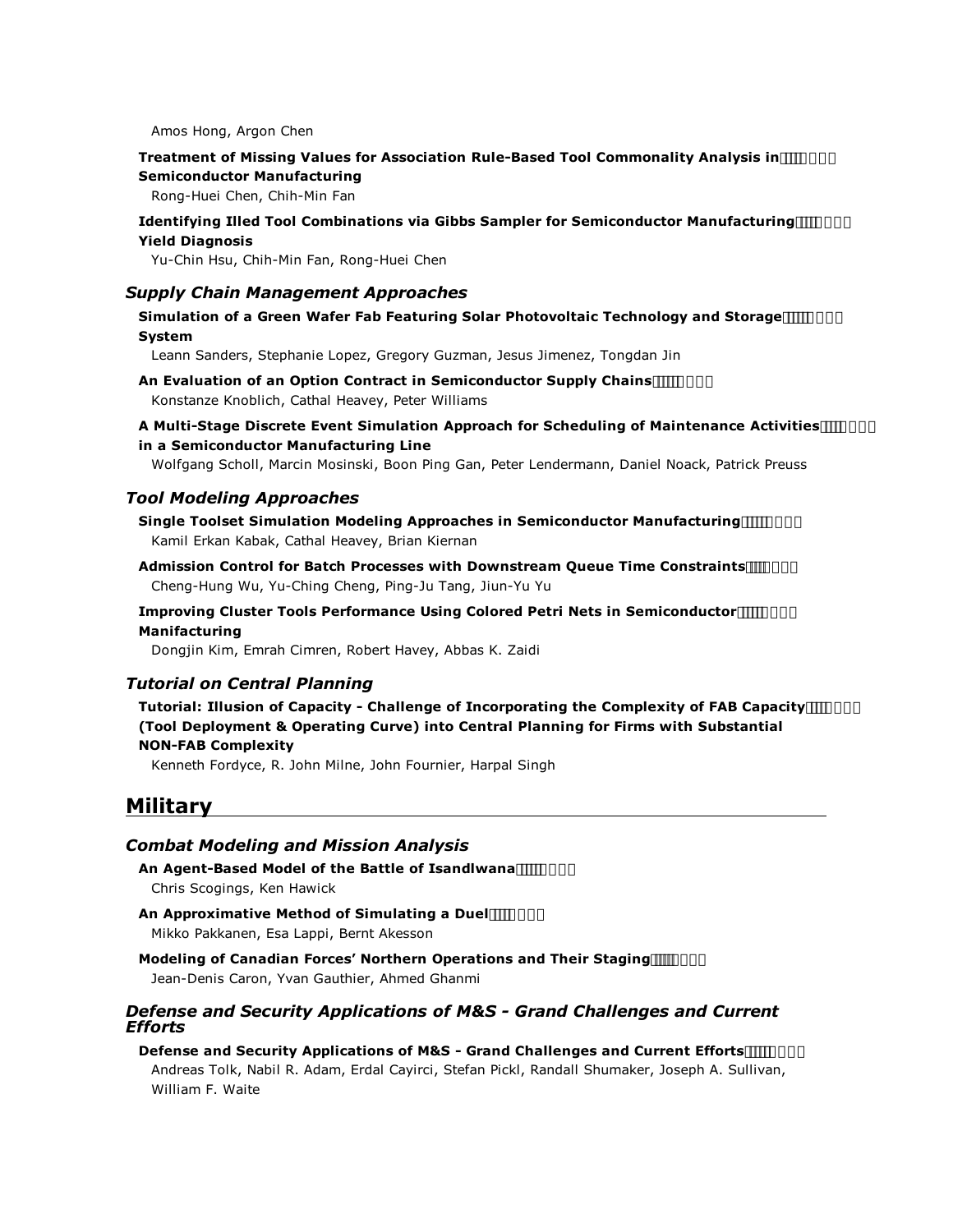Amos Hong, Argon Chen

**Treatment of Missing Values for Association Rule-Based Tool Commonality Analysis in Semiconductor Manufacturing**
Rong-Huei Chen, Chih-Min Fan

**Identifying Illed Tool Combinations via Gibbs Sampler for Semiconductor Manufacturing Yield Diagnosis**
Yu-Chin Hsu, Chih-Min Fan, Rong-Huei Chen

### *Supply Chain Management Approaches*

**Simulation of a Green Wafer Fab Featuring Solar Photovoltaic Technology and Storage System**
Leann Sanders, Stephanie Lopez, Gregory Guzman, Jesus Jimenez, Tongdan Jin

**An Evaluation of an Option Contract in Semiconductor Supply Chains**
Konstanze Knoblich, Cathal Heavey, Peter Williams

**A Multi-Stage Discrete Event Simulation Approach for Scheduling of Maintenance Activities in a Semiconductor Manufacturing Line**
Wolfgang Scholl, Marcin Mosinski, Boon Ping Gan, Peter Lendermann, Daniel Noack, Patrick Preuss

### *Tool Modeling Approaches*

**Single Toolset Simulation Modeling Approaches in Semiconductor Manufacturing**
Kamil Erkan Kabak, Cathal Heavey, Brian Kiernan

**Admission Control for Batch Processes with Downstream Queue Time Constraints**
Cheng-Hung Wu, Yu-Ching Cheng, Ping-Ju Tang, Jiun-Yu Yu

**Improving Cluster Tools Performance Using Colored Petri Nets in Semiconductor Manifacturing**
Dongjin Kim, Emrah Cimren, Robert Havey, Abbas K. Zaidi

### *Tutorial on Central Planning*

**Tutorial: Illusion of Capacity - Challenge of Incorporating the Complexity of FAB Capacity (Tool Deployment & Operating Curve) into Central Planning for Firms with Substantial NON-FAB Complexity**
Kenneth Fordyce, R. John Milne, John Fournier, Harpal Singh

## Military

### *Combat Modeling and Mission Analysis*

**An Agent-Based Model of the Battle of Isandlwana**
Chris Scogings, Ken Hawick

**An Approximative Method of Simulating a Duel**
Mikko Pakkanen, Esa Lappi, Bernt Akesson

**Modeling of Canadian Forces' Northern Operations and Their Staging**
Jean-Denis Caron, Yvan Gauthier, Ahmed Ghanmi

### *Defense and Security Applications of M&S - Grand Challenges and Current Efforts*

**Defense and Security Applications of M&S - Grand Challenges and Current Efforts**
Andreas Tolk, Nabil R. Adam, Erdal Cayirci, Stefan Pickl, Randall Shumaker, Joseph A. Sullivan, William F. Waite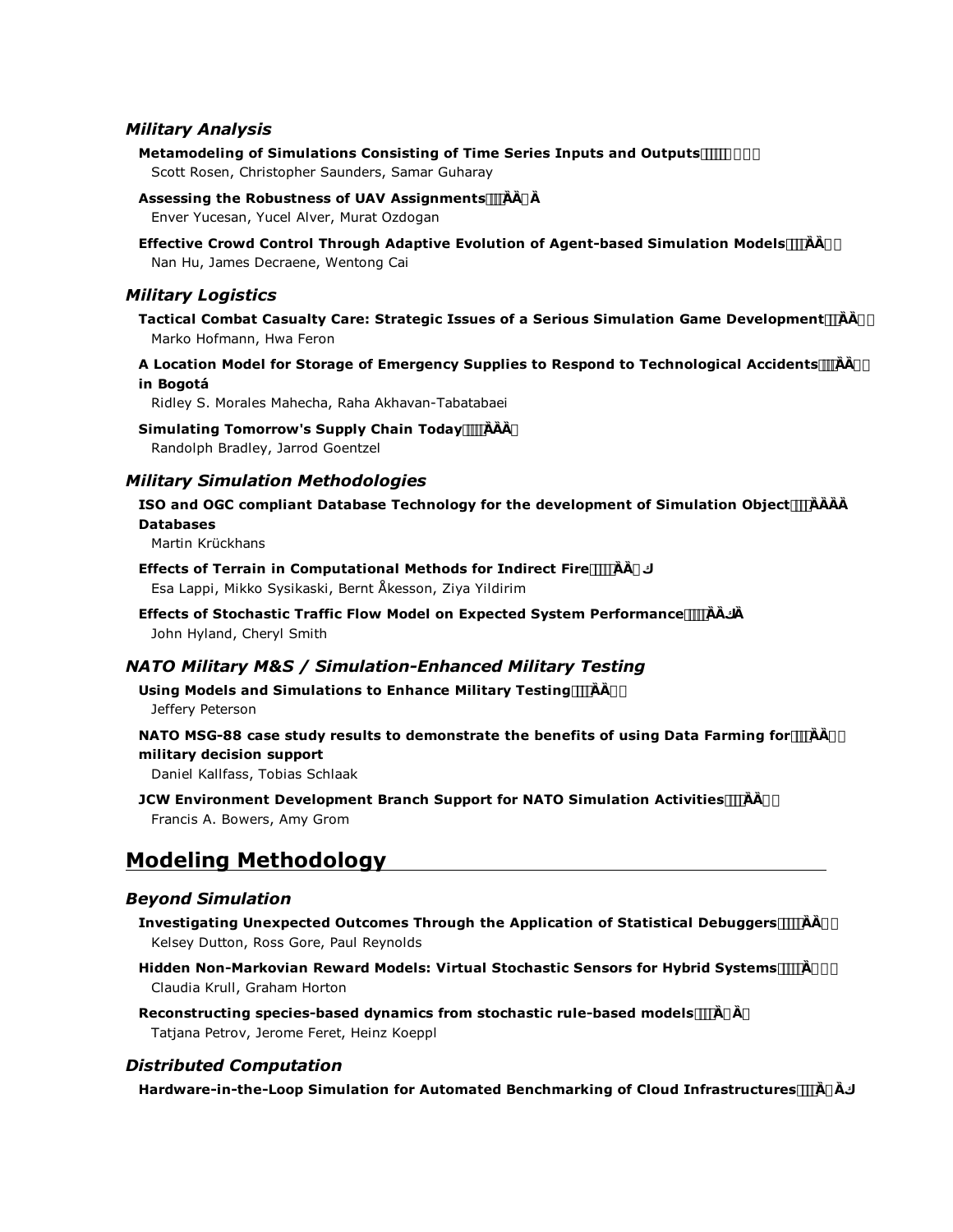### *Military Analysis*

**Metamodeling of Simulations Consisting of Time Series Inputs and Outputs**
Scott Rosen, Christopher Saunders, Samar Guharay

**Assessing the Robustness of UAV Assignments**
Enver Yucesan, Yucel Alver, Murat Ozdogan

**Effective Crowd Control Through Adaptive Evolution of Agent-based Simulation Models**
Nan Hu, James Decraene, Wentong Cai

### *Military Logistics*

**Tactical Combat Casualty Care: Strategic Issues of a Serious Simulation Game Development**
Marko Hofmann, Hwa Feron

**A Location Model for Storage of Emergency Supplies to Respond to Technological Accidents in Bogotá**
Ridley S. Morales Mahecha, Raha Akhavan-Tabatabaei

**Simulating Tomorrow's Supply Chain Today**
Randolph Bradley, Jarrod Goentzel

### *Military Simulation Methodologies*

**ISO and OGC compliant Database Technology for the development of Simulation Object Databases**
Martin Krückhans

**Effects of Terrain in Computational Methods for Indirect Fire**
Esa Lappi, Mikko Sysikaski, Bernt Åkesson, Ziya Yildirim

**Effects of Stochastic Traffic Flow Model on Expected System Performance**
John Hyland, Cheryl Smith

### *NATO Military M&S / Simulation-Enhanced Military Testing*

**Using Models and Simulations to Enhance Military Testing**
Jeffery Peterson

**NATO MSG-88 case study results to demonstrate the benefits of using Data Farming for military decision support**
Daniel Kallfass, Tobias Schlaak

**JCW Environment Development Branch Support for NATO Simulation Activities**
Francis A. Bowers, Amy Grom

## Modeling Methodology

### *Beyond Simulation*

**Investigating Unexpected Outcomes Through the Application of Statistical Debuggers**
Kelsey Dutton, Ross Gore, Paul Reynolds

**Hidden Non-Markovian Reward Models: Virtual Stochastic Sensors for Hybrid Systems**
Claudia Krull, Graham Horton

**Reconstructing species-based dynamics from stochastic rule-based models**
Tatjana Petrov, Jerome Feret, Heinz Koeppl

### *Distributed Computation*

**Hardware-in-the-Loop Simulation for Automated Benchmarking of Cloud Infrastructures**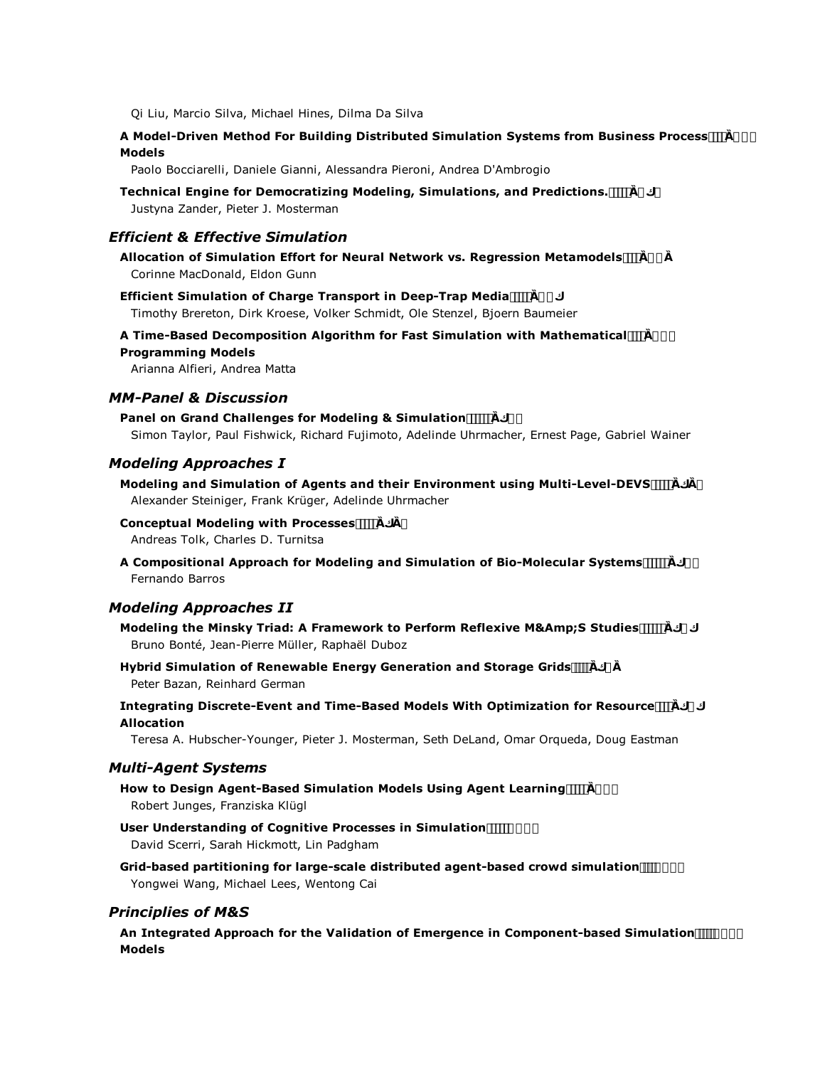Qi Liu, Marcio Silva, Michael Hines, Dilma Da Silva

**A Model-Driven Method For Building Distributed Simulation Systems from Business Process Models**

Paolo Bocciarelli, Daniele Gianni, Alessandra Pieroni, Andrea D'Ambrogio

**Technical Engine for Democratizing Modeling, Simulations, and Predictions.**

Justyna Zander, Pieter J. Mosterman

### *Efficient & Effective Simulation*

**Allocation of Simulation Effort for Neural Network vs. Regression Metamodels**

Corinne MacDonald, Eldon Gunn

**Efficient Simulation of Charge Transport in Deep-Trap Media**

Timothy Brereton, Dirk Kroese, Volker Schmidt, Ole Stenzel, Bjoern Baumeier

**A Time-Based Decomposition Algorithm for Fast Simulation with Mathematical Programming Models**

Arianna Alfieri, Andrea Matta

### *MM-Panel & Discussion*

**Panel on Grand Challenges for Modeling & Simulation**

Simon Taylor, Paul Fishwick, Richard Fujimoto, Adelinde Uhrmacher, Ernest Page, Gabriel Wainer

### *Modeling Approaches I*

**Modeling and Simulation of Agents and their Environment using Multi-Level-DEVS**

Alexander Steiniger, Frank Krüger, Adelinde Uhrmacher

**Conceptual Modeling with Processes**

Andreas Tolk, Charles D. Turnitsa

**A Compositional Approach for Modeling and Simulation of Bio-Molecular Systems**

Fernando Barros

### *Modeling Approaches II*

**Modeling the Minsky Triad: A Framework to Perform Reflexive M&Amp;S Studies**

Bruno Bonté, Jean-Pierre Müller, Raphaël Duboz

**Hybrid Simulation of Renewable Energy Generation and Storage Grids**

Peter Bazan, Reinhard German

**Integrating Discrete-Event and Time-Based Models With Optimization for Resource Allocation**

Teresa A. Hubscher-Younger, Pieter J. Mosterman, Seth DeLand, Omar Orqueda, Doug Eastman

### *Multi-Agent Systems*

**How to Design Agent-Based Simulation Models Using Agent Learning**

Robert Junges, Franziska Klügl

**User Understanding of Cognitive Processes in Simulation**

David Scerri, Sarah Hickmott, Lin Padgham

**Grid-based partitioning for large-scale distributed agent-based crowd simulation**

Yongwei Wang, Michael Lees, Wentong Cai

### *Principles of M&S*

**An Integrated Approach for the Validation of Emergence in Component-based Simulation Models**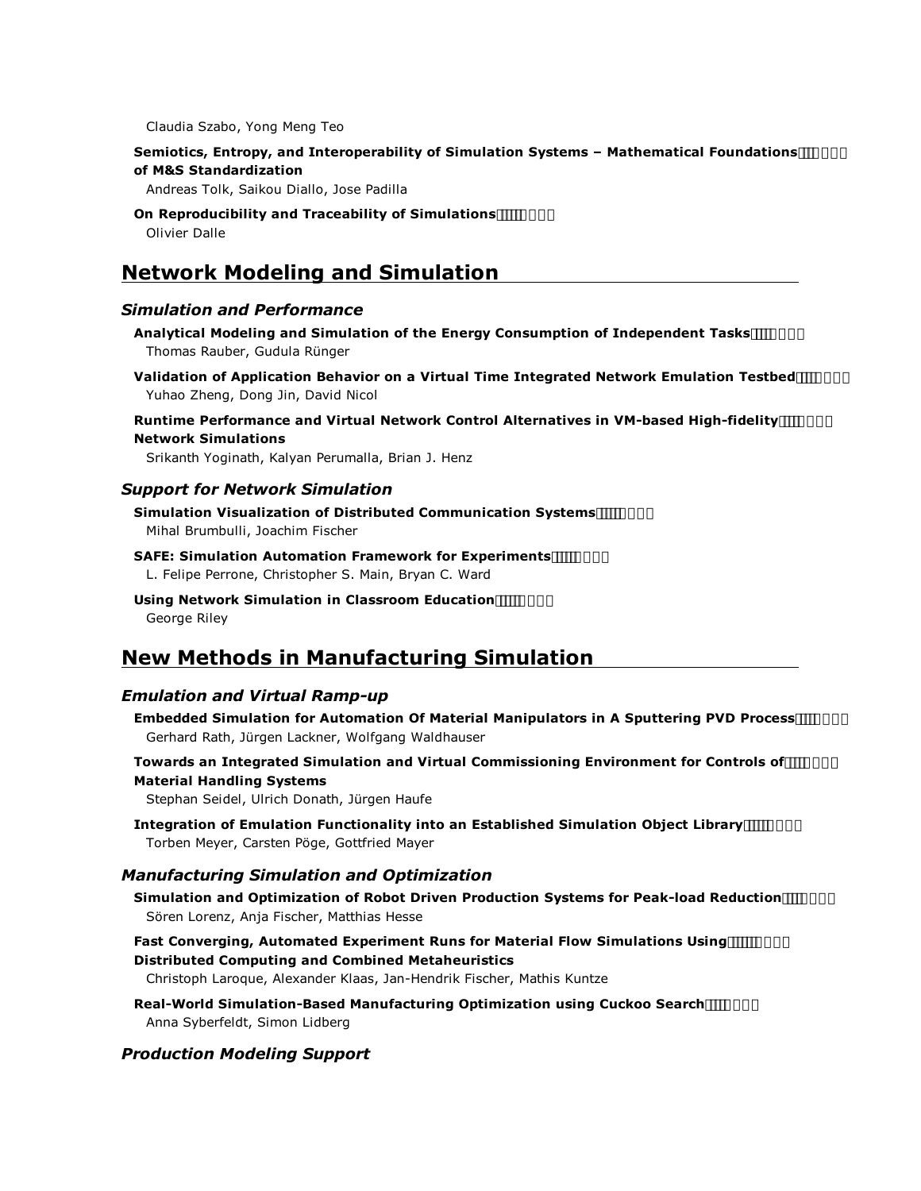Claudia Szabo, Yong Meng Teo

**Semiotics, Entropy, and Interoperability of Simulation Systems – Mathematical Foundations of M&S Standardization**
Andreas Tolk, Saikou Diallo, Jose Padilla

**On Reproducibility and Traceability of Simulations**
Olivier Dalle

## Network Modeling and Simulation

### *Simulation and Performance*

**Analytical Modeling and Simulation of the Energy Consumption of Independent Tasks**
Thomas Rauber, Gudula Rünger

**Validation of Application Behavior on a Virtual Time Integrated Network Emulation Testbed**
Yuhao Zheng, Dong Jin, David Nicol

**Runtime Performance and Virtual Network Control Alternatives in VM-based High-fidelity Network Simulations**
Srikanth Yoginath, Kalyan Perumalla, Brian J. Henz

### *Support for Network Simulation*

**Simulation Visualization of Distributed Communication Systems**
Mihal Brumbulli, Joachim Fischer

**SAFE: Simulation Automation Framework for Experiments**
L. Felipe Perrone, Christopher S. Main, Bryan C. Ward

**Using Network Simulation in Classroom Education**
George Riley

## New Methods in Manufacturing Simulation

### *Emulation and Virtual Ramp-up*

**Embedded Simulation for Automation Of Material Manipulators in A Sputtering PVD Process**
Gerhard Rath, Jürgen Lackner, Wolfgang Waldhauser

**Towards an Integrated Simulation and Virtual Commissioning Environment for Controls of Material Handling Systems**
Stephan Seidel, Ulrich Donath, Jürgen Haufe

**Integration of Emulation Functionality into an Established Simulation Object Library**
Torben Meyer, Carsten Pöge, Gottfried Mayer

### *Manufacturing Simulation and Optimization*

**Simulation and Optimization of Robot Driven Production Systems for Peak-load Reduction**
Sören Lorenz, Anja Fischer, Matthias Hesse

**Fast Converging, Automated Experiment Runs for Material Flow Simulations Using Distributed Computing and Combined Metaheuristics**
Christoph Laroque, Alexander Klaas, Jan-Hendrik Fischer, Mathis Kuntze

**Real-World Simulation-Based Manufacturing Optimization using Cuckoo Search**
Anna Syberfeldt, Simon Lidberg

### *Production Modeling Support*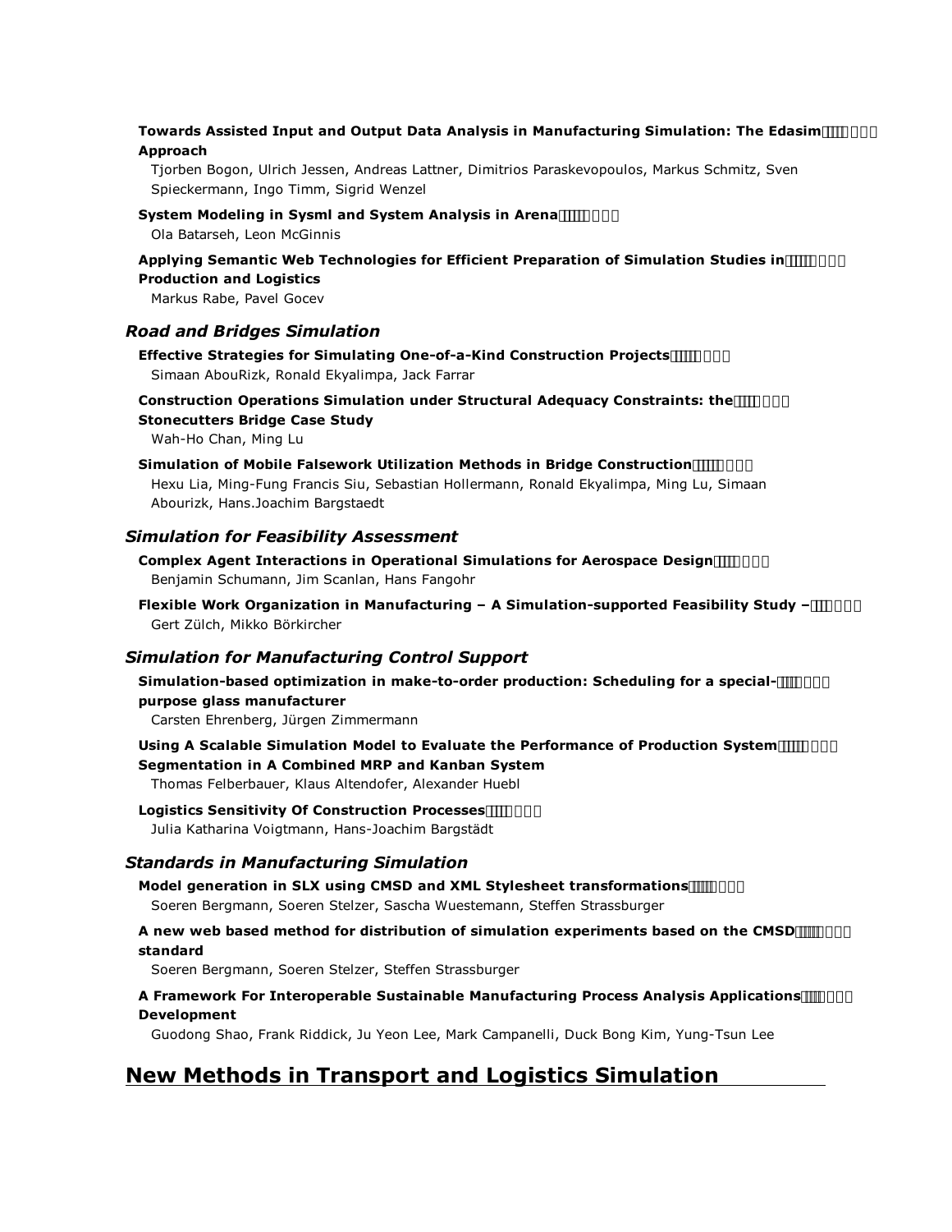**Towards Assisted Input and Output Data Analysis in Manufacturing Simulation: The Edasim Approach**
Tjorben Bogon, Ulrich Jessen, Andreas Lattner, Dimitrios Paraskevopoulos, Markus Schmitz, Sven Spieckermann, Ingo Timm, Sigrid Wenzel

**System Modeling in Sysml and System Analysis in Arena**
Ola Batarseh, Leon McGinnis

**Applying Semantic Web Technologies for Efficient Preparation of Simulation Studies in Production and Logistics**
Markus Rabe, Pavel Gocev

### *Road and Bridges Simulation*

**Effective Strategies for Simulating One-of-a-Kind Construction Projects**
Simaan AbouRizk, Ronald Ekyalimpa, Jack Farrar

**Construction Operations Simulation under Structural Adequacy Constraints: the Stonecutters Bridge Case Study**
Wah-Ho Chan, Ming Lu

**Simulation of Mobile Falsework Utilization Methods in Bridge Construction**
Hexu Lia, Ming-Fung Francis Siu, Sebastian Hollermann, Ronald Ekyalimpa, Ming Lu, Simaan Abourizk, Hans.Joachim Bargstaedt

### *Simulation for Feasibility Assessment*

**Complex Agent Interactions in Operational Simulations for Aerospace Design**
Benjamin Schumann, Jim Scanlan, Hans Fangohr

**Flexible Work Organization in Manufacturing – A Simulation-supported Feasibility Study –**
Gert Zülch, Mikko Börkircher

### *Simulation for Manufacturing Control Support*

**Simulation-based optimization in make-to-order production: Scheduling for a special-purpose glass manufacturer**
Carsten Ehrenberg, Jürgen Zimmermann

**Using A Scalable Simulation Model to Evaluate the Performance of Production System Segmentation in A Combined MRP and Kanban System**
Thomas Felberbauer, Klaus Altendofer, Alexander Huebl

**Logistics Sensitivity Of Construction Processes**
Julia Katharina Voigtmann, Hans-Joachim Bargstädt

### *Standards in Manufacturing Simulation*

**Model generation in SLX using CMSD and XML Stylesheet transformations**
Soeren Bergmann, Soeren Stelzer, Sascha Wuestemann, Steffen Strassburger

**A new web based method for distribution of simulation experiments based on the CMSD standard**
Soeren Bergmann, Soeren Stelzer, Steffen Strassburger

**A Framework For Interoperable Sustainable Manufacturing Process Analysis Applications Development**
Guodong Shao, Frank Riddick, Ju Yeon Lee, Mark Campanelli, Duck Bong Kim, Yung-Tsun Lee

## New Methods in Transport and Logistics Simulation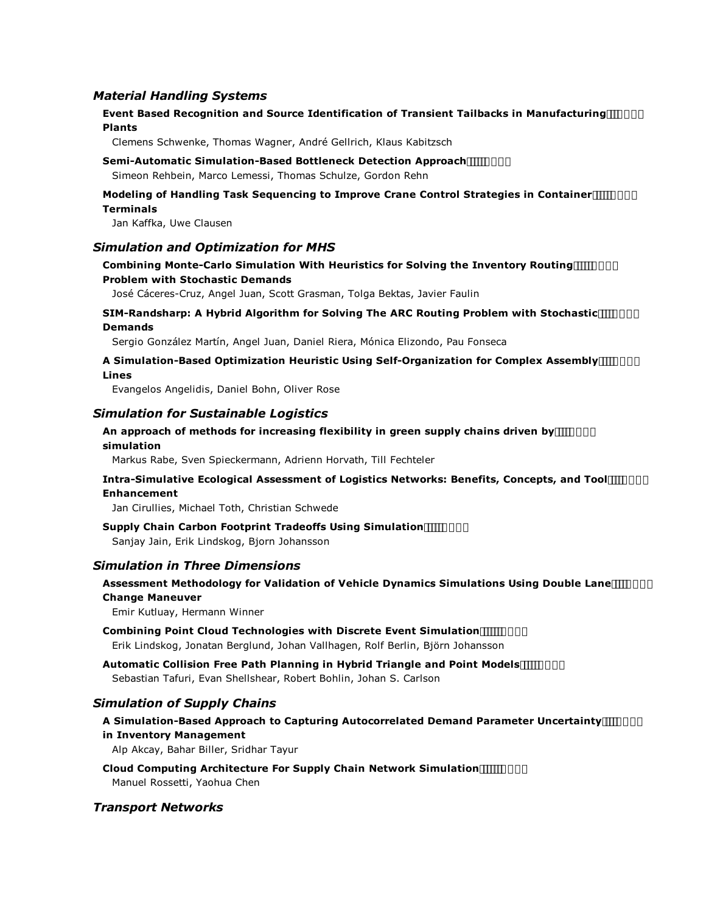## *Material Handling Systems*

**Event Based Recognition and Source Identification of Transient Tailbacks in Manufacturing Plants**

Clemens Schwenke, Thomas Wagner, André Gellrich, Klaus Kabitzsch

**Semi-Automatic Simulation-Based Bottleneck Detection Approach**

Simeon Rehbein, Marco Lemessi, Thomas Schulze, Gordon Rehn

**Modeling of Handling Task Sequencing to Improve Crane Control Strategies in Container Terminals**

Jan Kaffka, Uwe Clausen

## *Simulation and Optimization for MHS*

**Combining Monte-Carlo Simulation With Heuristics for Solving the Inventory Routing Problem with Stochastic Demands**

José Cáceres-Cruz, Angel Juan, Scott Grasman, Tolga Bektas, Javier Faulin

**SIM-Randsharp: A Hybrid Algorithm for Solving The ARC Routing Problem with Stochastic Demands**

Sergio González Martín, Angel Juan, Daniel Riera, Mónica Elizondo, Pau Fonseca

**A Simulation-Based Optimization Heuristic Using Self-Organization for Complex Assembly Lines**

Evangelos Angelidis, Daniel Bohn, Oliver Rose

## *Simulation for Sustainable Logistics*

**An approach of methods for increasing flexibility in green supply chains driven by simulation**

Markus Rabe, Sven Spieckermann, Adrienn Horvath, Till Fechteler

**Intra-Simulative Ecological Assessment of Logistics Networks: Benefits, Concepts, and Tool Enhancement**

Jan Cirullies, Michael Toth, Christian Schwede

**Supply Chain Carbon Footprint Tradeoffs Using Simulation**

Sanjay Jain, Erik Lindskog, Bjorn Johansson

## *Simulation in Three Dimensions*

**Assessment Methodology for Validation of Vehicle Dynamics Simulations Using Double Lane Change Maneuver**

Emir Kutluay, Hermann Winner

**Combining Point Cloud Technologies with Discrete Event Simulation**

Erik Lindskog, Jonatan Berglund, Johan Vallhagen, Rolf Berlin, Björn Johansson

**Automatic Collision Free Path Planning in Hybrid Triangle and Point Models**

Sebastian Tafuri, Evan Shellshear, Robert Bohlin, Johan S. Carlson

## *Simulation of Supply Chains*

**A Simulation-Based Approach to Capturing Autocorrelated Demand Parameter Uncertainty in Inventory Management**

Alp Akcay, Bahar Biller, Sridhar Tayur

**Cloud Computing Architecture For Supply Chain Network Simulation**

Manuel Rossetti, Yaohua Chen

## *Transport Networks*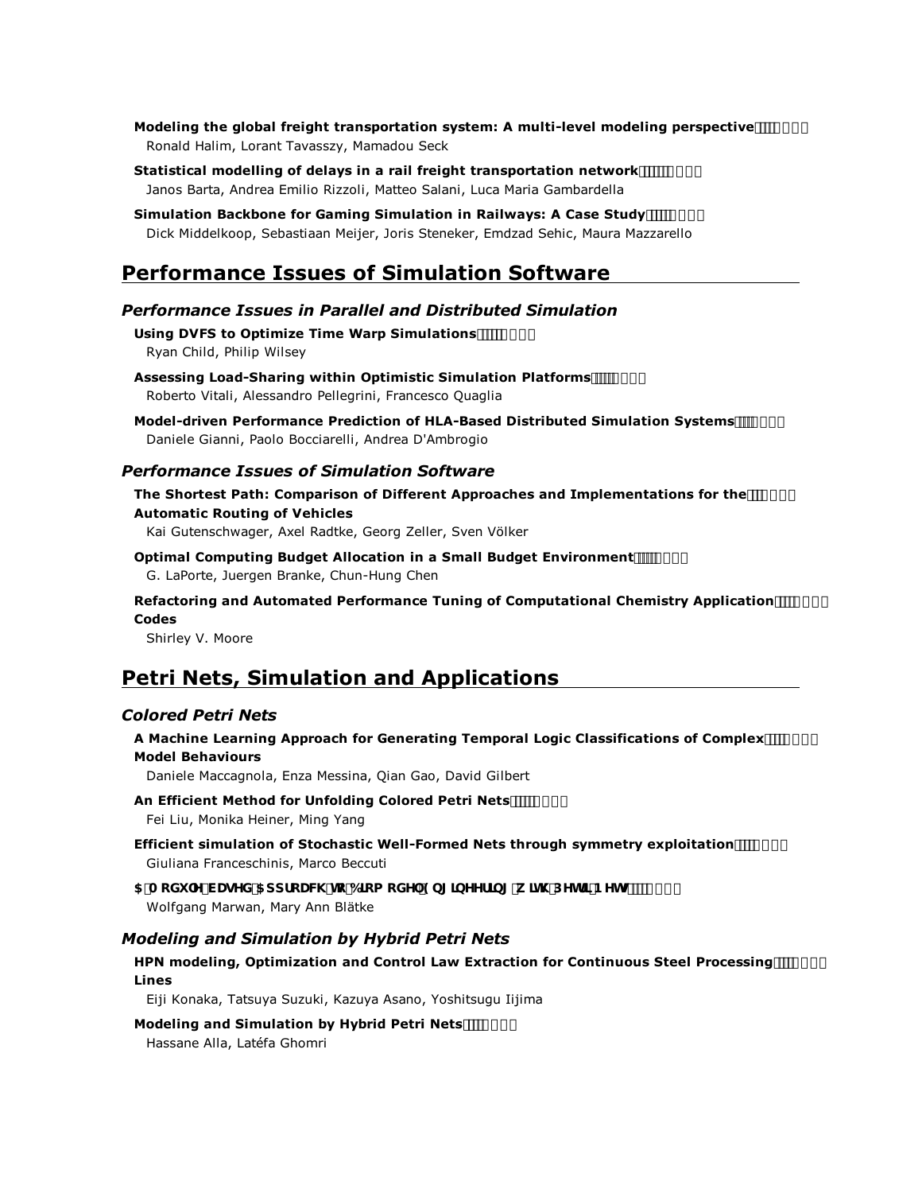**Modeling the global freight transportation system: A multi-level modeling perspective**
Ronald Halim, Lorant Tavasszy, Mamadou Seck

**Statistical modelling of delays in a rail freight transportation network**
Janos Barta, Andrea Emilio Rizzoli, Matteo Salani, Luca Maria Gambardella

**Simulation Backbone for Gaming Simulation in Railways: A Case Study**
Dick Middelkoop, Sebastiaan Meijer, Joris Steneker, Emdzad Sehic, Maura Mazzarello

## Performance Issues of Simulation Software

### *Performance Issues in Parallel and Distributed Simulation*

**Using DVFS to Optimize Time Warp Simulations**
Ryan Child, Philip Wilsey

**Assessing Load-Sharing within Optimistic Simulation Platforms**
Roberto Vitali, Alessandro Pellegrini, Francesco Quaglia

**Model-driven Performance Prediction of HLA-Based Distributed Simulation Systems**
Daniele Gianni, Paolo Bocciarelli, Andrea D'Ambrogio

### *Performance Issues of Simulation Software*

**The Shortest Path: Comparison of Different Approaches and Implementations for the Automatic Routing of Vehicles**
Kai Gutenschwager, Axel Radtke, Georg Zeller, Sven Völker

**Optimal Computing Budget Allocation in a Small Budget Environment**
G. LaPorte, Juergen Branke, Chun-Hung Chen

**Refactoring and Automated Performance Tuning of Computational Chemistry Application Codes**
Shirley V. Moore

## Petri Nets, Simulation and Applications

### *Colored Petri Nets*

**A Machine Learning Approach for Generating Temporal Logic Classifications of Complex Model Behaviours**
Daniele Maccagnola, Enza Messina, Qian Gao, David Gilbert

**An Efficient Method for Unfolding Colored Petri Nets**
Fei Liu, Monika Heiner, Ming Yang

**Efficient simulation of Stochastic Well-Formed Nets through symmetry exploitation**
Giuliana Franceschinis, Marco Beccuti

**A Module-based Approach to Biomodel Engineering with Petri Nets**
Wolfgang Marwan, Mary Ann Blätke

### *Modeling and Simulation by Hybrid Petri Nets*

**HPN modeling, Optimization and Control Law Extraction for Continuous Steel Processing Lines**
Eiji Konaka, Tatsuya Suzuki, Kazuya Asano, Yoshitsugu Iijima

**Modeling and Simulation by Hybrid Petri Nets**
Hassane Alla, Latéfa Ghomri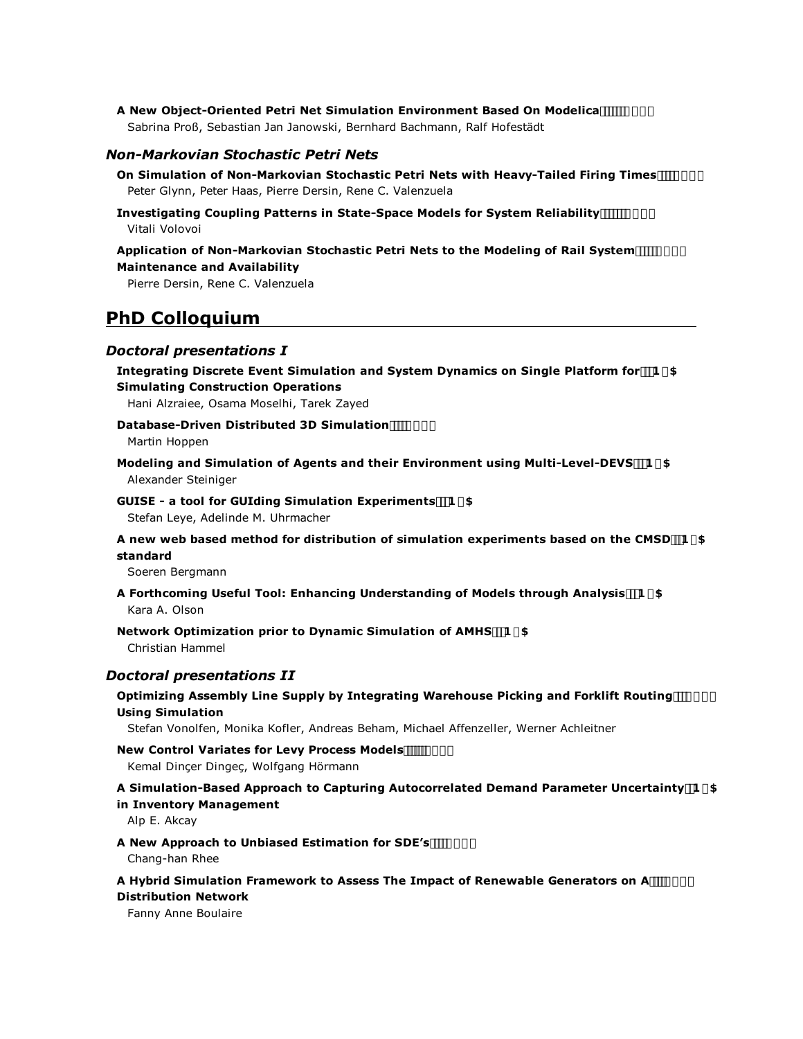**A New Object-Oriented Petri Net Simulation Environment Based On Modelica**
Sabrina Proß, Sebastian Jan Janowski, Bernhard Bachmann, Ralf Hofestädt

### *Non-Markovian Stochastic Petri Nets*

**On Simulation of Non-Markovian Stochastic Petri Nets with Heavy-Tailed Firing Times**
Peter Glynn, Peter Haas, Pierre Dersin, Rene C. Valenzuela

**Investigating Coupling Patterns in State-Space Models for System Reliability**
Vitali Volovoi

**Application of Non-Markovian Stochastic Petri Nets to the Modeling of Rail System Maintenance and Availability**
Pierre Dersin, Rene C. Valenzuela

## PhD Colloquium

### *Doctoral presentations I*

**Integrating Discrete Event Simulation and System Dynamics on Single Platform for Simulating Construction Operations**
Hani Alzraiee, Osama Moselhi, Tarek Zayed

**Database-Driven Distributed 3D Simulation**
Martin Hoppen

**Modeling and Simulation of Agents and their Environment using Multi-Level-DEVS**
Alexander Steiniger

**GUISE - a tool for GUIding Simulation Experiments**
Stefan Leye, Adelinde M. Uhrmacher

**A new web based method for distribution of simulation experiments based on the CMSD standard**
Soeren Bergmann

**A Forthcoming Useful Tool: Enhancing Understanding of Models through Analysis**
Kara A. Olson

**Network Optimization prior to Dynamic Simulation of AMHS**
Christian Hammel

### *Doctoral presentations II*

**Optimizing Assembly Line Supply by Integrating Warehouse Picking and Forklift Routing Using Simulation**
Stefan Vonolfen, Monika Kofler, Andreas Beham, Michael Affenzeller, Werner Achleitner

**New Control Variates for Levy Process Models**
Kemal Dinçer Dingeç, Wolfgang Hörmann

**A Simulation-Based Approach to Capturing Autocorrelated Demand Parameter Uncertainty in Inventory Management**
Alp E. Akcay

**A New Approach to Unbiased Estimation for SDE's**
Chang-han Rhee

**A Hybrid Simulation Framework to Assess The Impact of Renewable Generators on A Distribution Network**
Fanny Anne Boulaire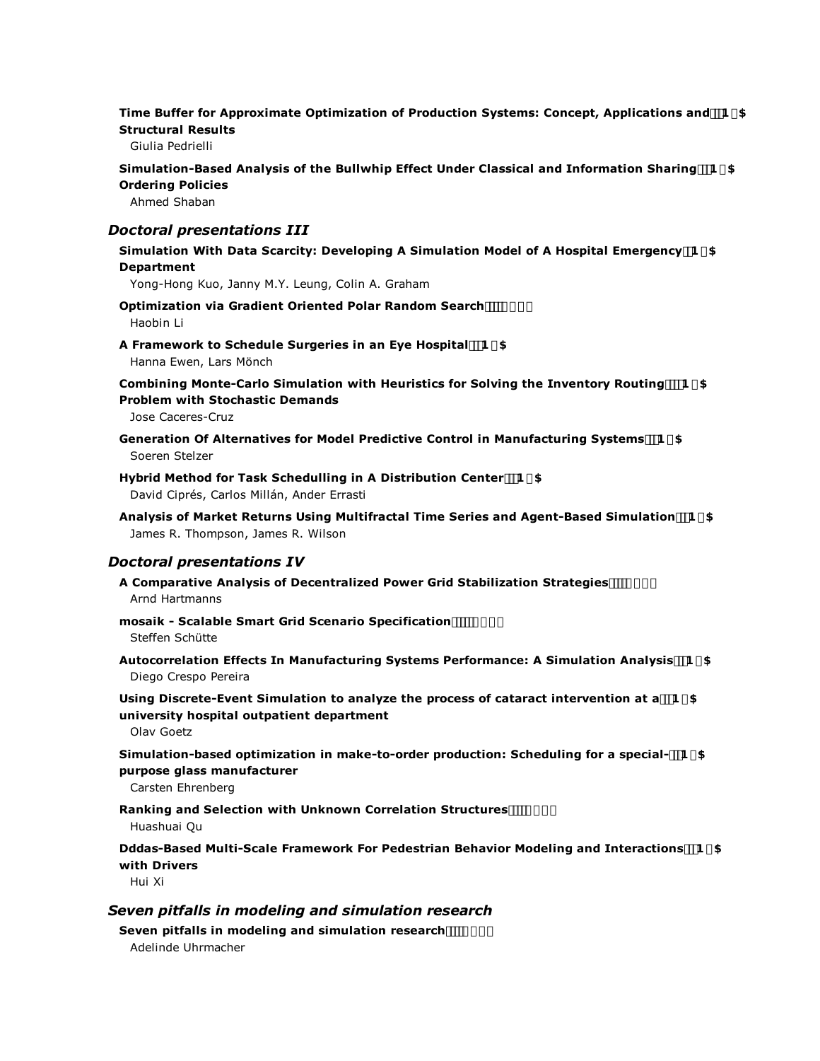**Time Buffer for Approximate Optimization of Production Systems: Concept, Applications and Structural Results**
Giulia Pedrielli

**Simulation-Based Analysis of the Bullwhip Effect Under Classical and Information Sharing Ordering Policies**
Ahmed Shaban

## *Doctoral presentations III*

**Simulation With Data Scarcity: Developing A Simulation Model of A Hospital Emergency Department**
Yong-Hong Kuo, Janny M.Y. Leung, Colin A. Graham

**Optimization via Gradient Oriented Polar Random Search**
Haobin Li

**A Framework to Schedule Surgeries in an Eye Hospital**
Hanna Ewen, Lars Mönch

**Combining Monte-Carlo Simulation with Heuristics for Solving the Inventory Routing Problem with Stochastic Demands**
Jose Caceres-Cruz

**Generation Of Alternatives for Model Predictive Control in Manufacturing Systems**
Soeren Stelzer

**Hybrid Method for Task Schedulling in A Distribution Center**
David Ciprés, Carlos Millán, Ander Errasti

**Analysis of Market Returns Using Multifractal Time Series and Agent-Based Simulation**
James R. Thompson, James R. Wilson

## *Doctoral presentations IV*

**A Comparative Analysis of Decentralized Power Grid Stabilization Strategies**
Arnd Hartmanns

**mosaik - Scalable Smart Grid Scenario Specification**
Steffen Schütte

**Autocorrelation Effects In Manufacturing Systems Performance: A Simulation Analysis**
Diego Crespo Pereira

**Using Discrete-Event Simulation to analyze the process of cataract intervention at a university hospital outpatient department**
Olav Goetz

**Simulation-based optimization in make-to-order production: Scheduling for a special-purpose glass manufacturer**
Carsten Ehrenberg

**Ranking and Selection with Unknown Correlation Structures**
Huashuai Qu

**Dddas-Based Multi-Scale Framework For Pedestrian Behavior Modeling and Interactions with Drivers**
Hui Xi

## *Seven pitfalls in modeling and simulation research*

**Seven pitfalls in modeling and simulation research**
Adelinde Uhrmacher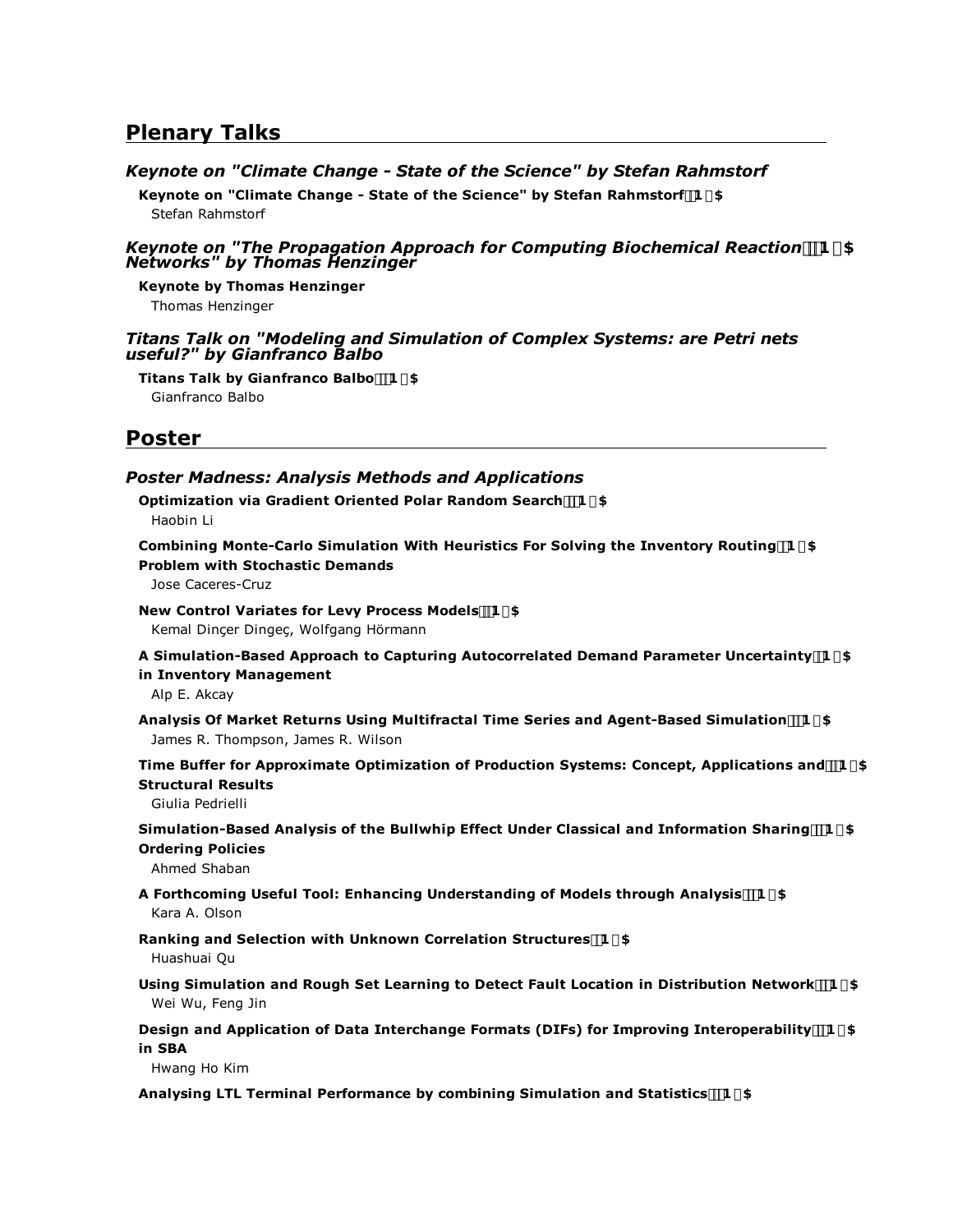## Plenary Talks

### *Keynote on "Climate Change - State of the Science" by Stefan Rahmstorf*

**Keynote on "Climate Change - State of the Science" by Stefan Rahmstorf**
Stefan Rahmstorf

### *Keynote on "The Propagation Approach for Computing Biochemical Reaction Networks" by Thomas Henzinger*

**Keynote by Thomas Henzinger**
Thomas Henzinger

### *Titans Talk on "Modeling and Simulation of Complex Systems: are Petri nets useful?" by Gianfranco Balbo*

**Titans Talk by Gianfranco Balbo**
Gianfranco Balbo

## Poster

### *Poster Madness: Analysis Methods and Applications*

**Optimization via Gradient Oriented Polar Random Search**
Haobin Li

**Combining Monte-Carlo Simulation With Heuristics For Solving the Inventory Routing Problem with Stochastic Demands**
Jose Caceres-Cruz

**New Control Variates for Levy Process Models**
Kemal Dinçer Dingeç, Wolfgang Hörmann

**A Simulation-Based Approach to Capturing Autocorrelated Demand Parameter Uncertainty in Inventory Management**
Alp E. Akcay

**Analysis Of Market Returns Using Multifractal Time Series and Agent-Based Simulation**
James R. Thompson, James R. Wilson

**Time Buffer for Approximate Optimization of Production Systems: Concept, Applications and Structural Results**
Giulia Pedrielli

**Simulation-Based Analysis of the Bullwhip Effect Under Classical and Information Sharing Ordering Policies**
Ahmed Shaban

**A Forthcoming Useful Tool: Enhancing Understanding of Models through Analysis**
Kara A. Olson

**Ranking and Selection with Unknown Correlation Structures**
Huashuai Qu

**Using Simulation and Rough Set Learning to Detect Fault Location in Distribution Network**
Wei Wu, Feng Jin

**Design and Application of Data Interchange Formats (DIFs) for Improving Interoperability in SBA**
Hwang Ho Kim

**Analysing LTL Terminal Performance by combining Simulation and Statistics**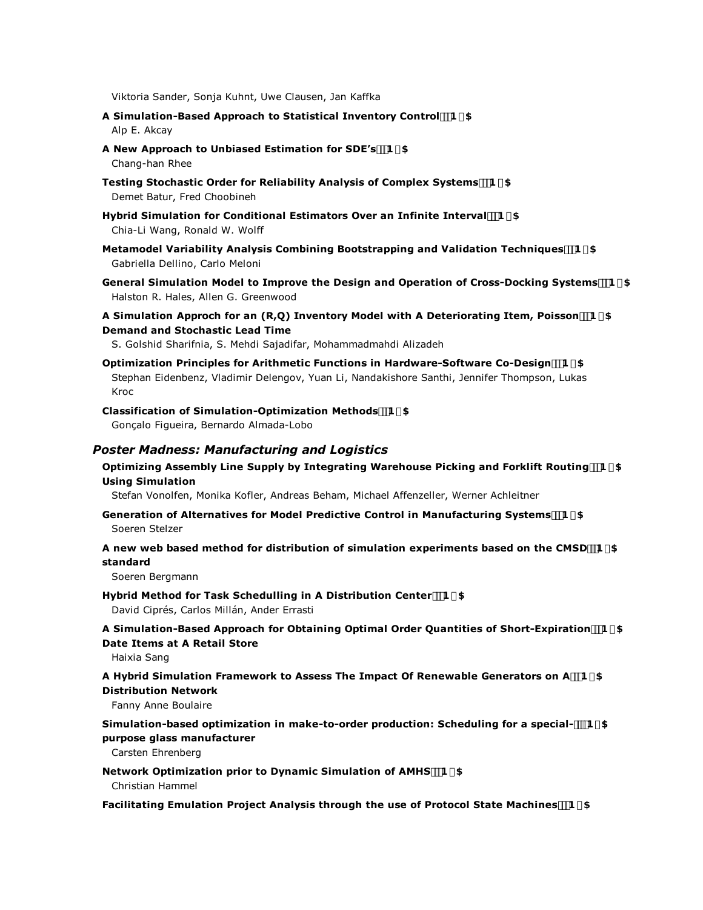Viktoria Sander, Sonja Kuhnt, Uwe Clausen, Jan Kaffka

**A Simulation-Based Approach to Statistical Inventory Control**
Alp E. Akcay

**A New Approach to Unbiased Estimation for SDE's**
Chang-han Rhee

**Testing Stochastic Order for Reliability Analysis of Complex Systems**
Demet Batur, Fred Choobineh

**Hybrid Simulation for Conditional Estimators Over an Infinite Interval**
Chia-Li Wang, Ronald W. Wolff

**Metamodel Variability Analysis Combining Bootstrapping and Validation Techniques**
Gabriella Dellino, Carlo Meloni

**General Simulation Model to Improve the Design and Operation of Cross-Docking Systems**
Halston R. Hales, Allen G. Greenwood

**A Simulation Approch for an (R,Q) Inventory Model with A Deteriorating Item, Poisson Demand and Stochastic Lead Time**
S. Golshid Sharifnia, S. Mehdi Sajadifar, Mohammadmahdi Alizadeh

**Optimization Principles for Arithmetic Functions in Hardware-Software Co-Design**
Stephan Eidenbenz, Vladimir Delengov, Yuan Li, Nandakishore Santhi, Jennifer Thompson, Lukas Kroc

**Classification of Simulation-Optimization Methods**
Gonçalo Figueira, Bernardo Almada-Lobo

### *Poster Madness: Manufacturing and Logistics*

**Optimizing Assembly Line Supply by Integrating Warehouse Picking and Forklift Routing Using Simulation**
Stefan Vonolfen, Monika Kofler, Andreas Beham, Michael Affenzeller, Werner Achleitner

**Generation of Alternatives for Model Predictive Control in Manufacturing Systems**
Soeren Stelzer

**A new web based method for distribution of simulation experiments based on the CMSD standard**
Soeren Bergmann

**Hybrid Method for Task Schedulling in A Distribution Center**
David Ciprés, Carlos Millán, Ander Errasti

**A Simulation-Based Approach for Obtaining Optimal Order Quantities of Short-Expiration Date Items at A Retail Store**
Haixia Sang

**A Hybrid Simulation Framework to Assess The Impact Of Renewable Generators on A Distribution Network**
Fanny Anne Boulaire

**Simulation-based optimization in make-to-order production: Scheduling for a special-purpose glass manufacturer**
Carsten Ehrenberg

**Network Optimization prior to Dynamic Simulation of AMHS**
Christian Hammel

**Facilitating Emulation Project Analysis through the use of Protocol State Machines**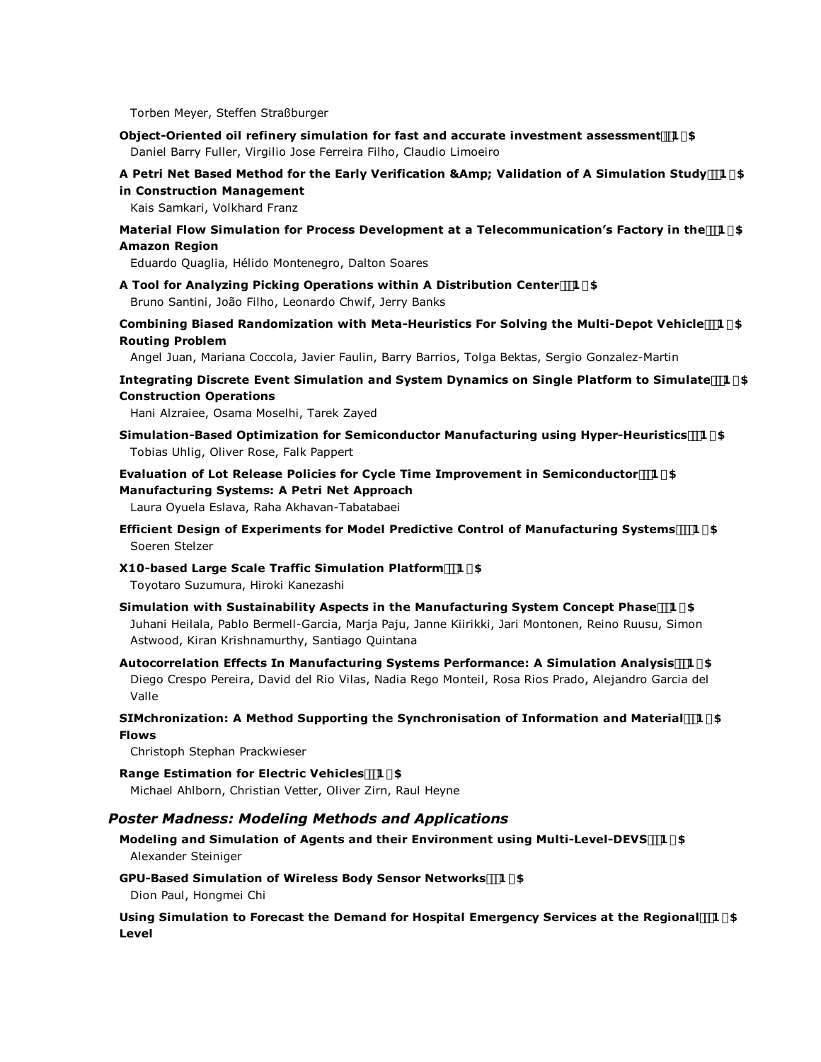Torben Meyer, Steffen Straßburger

**Object-Oriented oil refinery simulation for fast and accurate investment assessment**
Daniel Barry Fuller, Virgilio Jose Ferreira Filho, Claudio Limoeiro

**A Petri Net Based Method for the Early Verification &Amp; Validation of A Simulation Study in Construction Management**
Kais Samkari, Volkhard Franz

**Material Flow Simulation for Process Development at a Telecommunication's Factory in the Amazon Region**
Eduardo Quaglia, Hélido Montenegro, Dalton Soares

**A Tool for Analyzing Picking Operations within A Distribution Center**
Bruno Santini, João Filho, Leonardo Chwif, Jerry Banks

**Combining Biased Randomization with Meta-Heuristics For Solving the Multi-Depot Vehicle Routing Problem**
Angel Juan, Mariana Coccola, Javier Faulin, Barry Barrios, Tolga Bektas, Sergio Gonzalez-Martin

**Integrating Discrete Event Simulation and System Dynamics on Single Platform to Simulate Construction Operations**
Hani Alzraiee, Osama Moselhi, Tarek Zayed

**Simulation-Based Optimization for Semiconductor Manufacturing using Hyper-Heuristics**
Tobias Uhlig, Oliver Rose, Falk Pappert

**Evaluation of Lot Release Policies for Cycle Time Improvement in Semiconductor Manufacturing Systems: A Petri Net Approach**
Laura Oyuela Eslava, Raha Akhavan-Tabatabaei

**Efficient Design of Experiments for Model Predictive Control of Manufacturing Systems**
Soeren Stelzer

**X10-based Large Scale Traffic Simulation Platform**
Toyotaro Suzumura, Hiroki Kanezashi

**Simulation with Sustainability Aspects in the Manufacturing System Concept Phase**
Juhani Heilala, Pablo Bermell-Garcia, Marja Paju, Janne Kiirikki, Jari Montonen, Reino Ruusu, Simon Astwood, Kiran Krishnamurthy, Santiago Quintana

**Autocorrelation Effects In Manufacturing Systems Performance: A Simulation Analysis**
Diego Crespo Pereira, David del Rio Vilas, Nadia Rego Monteil, Rosa Rios Prado, Alejandro Garcia del Valle

**SIMchronization: A Method Supporting the Synchronisation of Information and Material Flows**
Christoph Stephan Prackwieser

**Range Estimation for Electric Vehicles**
Michael Ahlborn, Christian Vetter, Oliver Zirn, Raul Heyne

### *Poster Madness: Modeling Methods and Applications*

**Modeling and Simulation of Agents and their Environment using Multi-Level-DEVS**
Alexander Steiniger

**GPU-Based Simulation of Wireless Body Sensor Networks**
Dion Paul, Hongmei Chi

**Using Simulation to Forecast the Demand for Hospital Emergency Services at the Regional Level**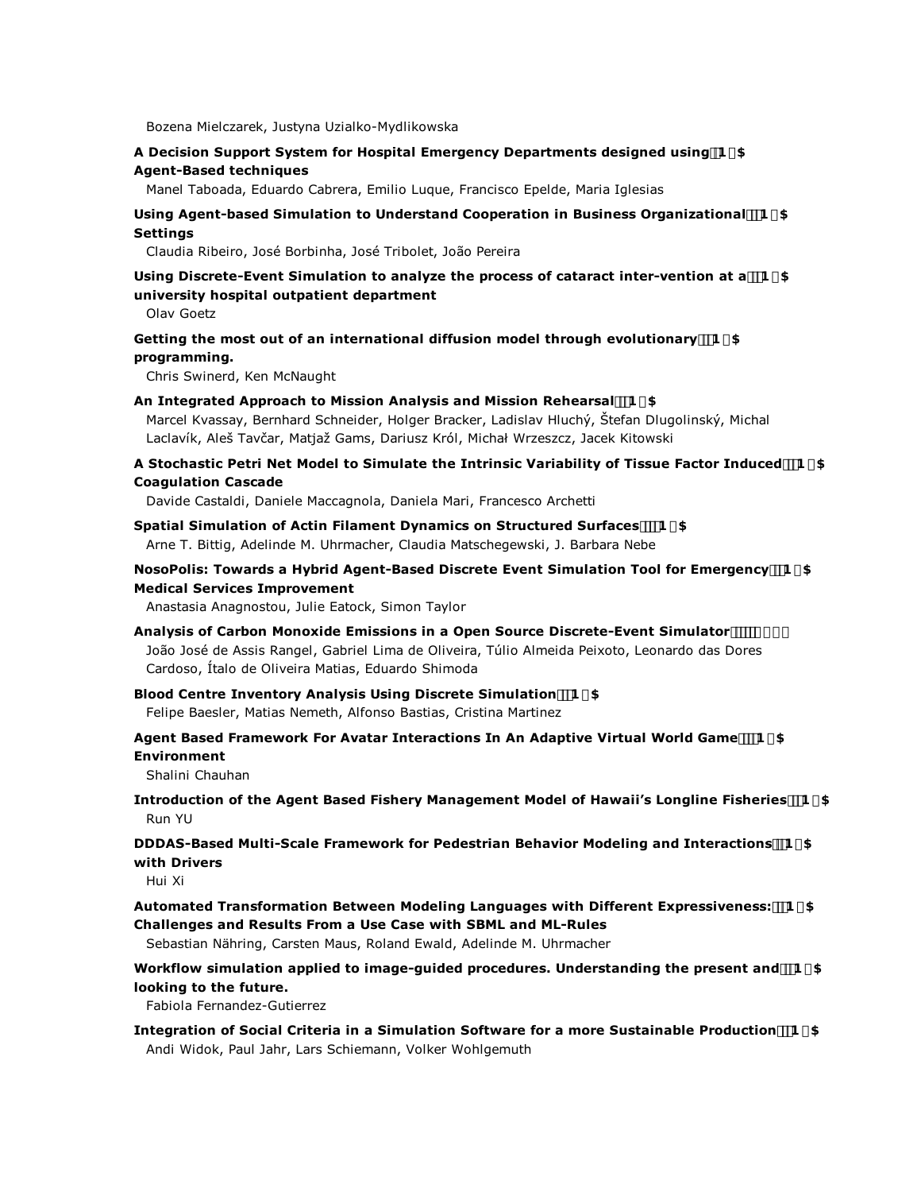Bozena Mielczarek, Justyna Uzialko-Mydlikowska

**A Decision Support System for Hospital Emergency Departments designed using Agent-Based techniques**

Manel Taboada, Eduardo Cabrera, Emilio Luque, Francisco Epelde, Maria Iglesias

**Using Agent-based Simulation to Understand Cooperation in Business Organizational Settings**

Claudia Ribeiro, José Borbinha, José Tribolet, João Pereira

**Using Discrete-Event Simulation to analyze the process of cataract inter-vention at a university hospital outpatient department**

Olav Goetz

**Getting the most out of an international diffusion model through evolutionary programming.**

Chris Swinerd, Ken McNaught

**An Integrated Approach to Mission Analysis and Mission Rehearsal**

Marcel Kvassay, Bernhard Schneider, Holger Bracker, Ladislav Hluchý, Štefan Dlugolinský, Michal Laclavík, Aleš Tavčar, Matjaž Gams, Dariusz Król, Michał Wrzeszcz, Jacek Kitowski

**A Stochastic Petri Net Model to Simulate the Intrinsic Variability of Tissue Factor Induced Coagulation Cascade**

Davide Castaldi, Daniele Maccagnola, Daniela Mari, Francesco Archetti

**Spatial Simulation of Actin Filament Dynamics on Structured Surfaces**

Arne T. Bittig, Adelinde M. Uhrmacher, Claudia Matschegewski, J. Barbara Nebe

**NosoPolis: Towards a Hybrid Agent-Based Discrete Event Simulation Tool for Emergency Medical Services Improvement**

Anastasia Anagnostou, Julie Eatock, Simon Taylor

**Analysis of Carbon Monoxide Emissions in a Open Source Discrete-Event Simulator**

João José de Assis Rangel, Gabriel Lima de Oliveira, Túlio Almeida Peixoto, Leonardo das Dores Cardoso, Ítalo de Oliveira Matias, Eduardo Shimoda

**Blood Centre Inventory Analysis Using Discrete Simulation**

Felipe Baesler, Matias Nemeth, Alfonso Bastias, Cristina Martinez

**Agent Based Framework For Avatar Interactions In An Adaptive Virtual World Game Environment**

Shalini Chauhan

**Introduction of the Agent Based Fishery Management Model of Hawaii's Longline Fisheries**

Run YU

**DDDAS-Based Multi-Scale Framework for Pedestrian Behavior Modeling and Interactions with Drivers**

Hui Xi

**Automated Transformation Between Modeling Languages with Different Expressiveness: Challenges and Results From a Use Case with SBML and ML-Rules**

Sebastian Nähring, Carsten Maus, Roland Ewald, Adelinde M. Uhrmacher

**Workflow simulation applied to image-guided procedures. Understanding the present and looking to the future.**

Fabiola Fernandez-Gutierrez

**Integration of Social Criteria in a Simulation Software for a more Sustainable Production**

Andi Widok, Paul Jahr, Lars Schiemann, Volker Wohlgemuth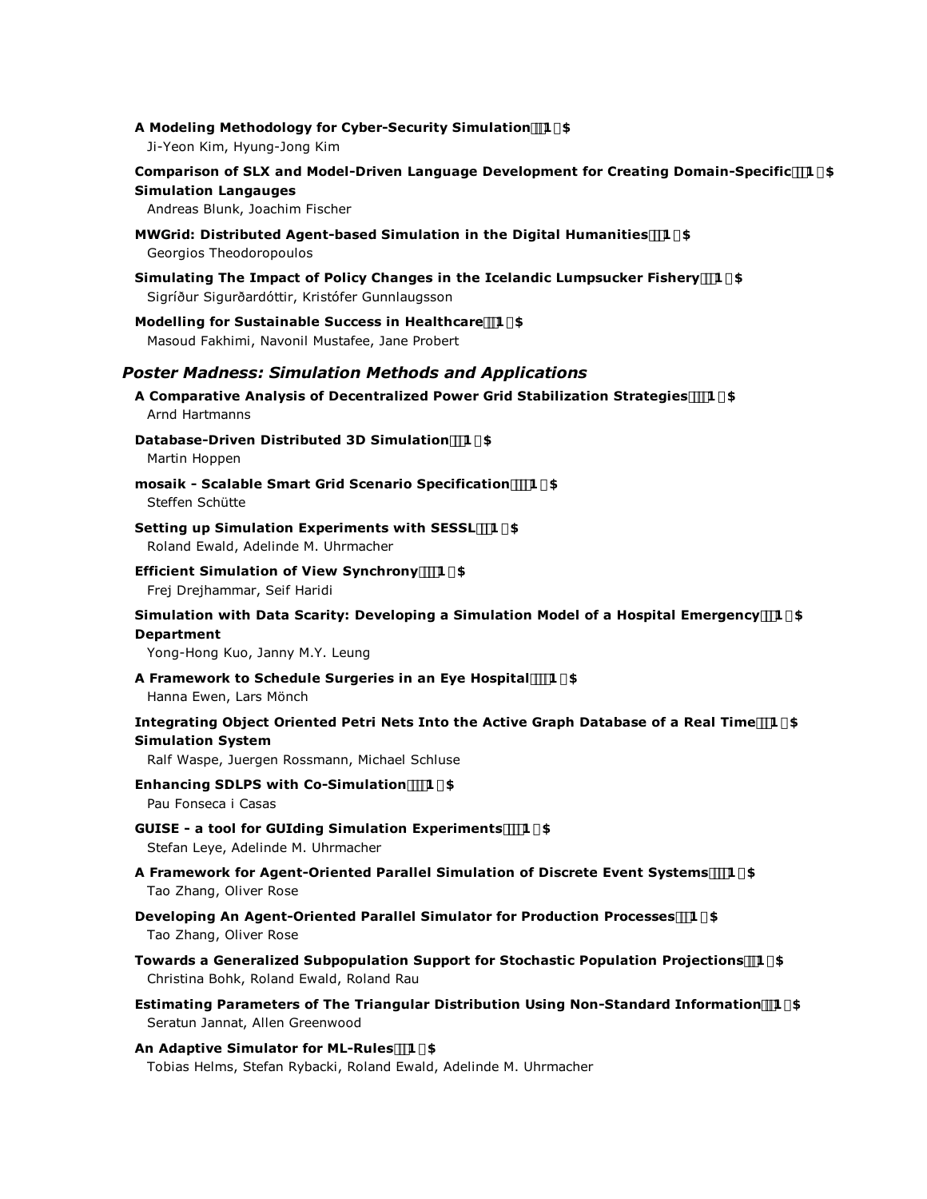**A Modeling Methodology for Cyber-Security Simulation**
Ji-Yeon Kim, Hyung-Jong Kim

**Comparison of SLX and Model-Driven Language Development for Creating Domain-Specific Simulation Langauges**
Andreas Blunk, Joachim Fischer

**MWGrid: Distributed Agent-based Simulation in the Digital Humanities**
Georgios Theodoropoulos

**Simulating The Impact of Policy Changes in the Icelandic Lumpsucker Fishery**
Sigríður Sigurðardóttir, Kristófer Gunnlaugsson

**Modelling for Sustainable Success in Healthcare**
Masoud Fakhimi, Navonil Mustafee, Jane Probert

## *Poster Madness: Simulation Methods and Applications*

**A Comparative Analysis of Decentralized Power Grid Stabilization Strategies**
Arnd Hartmanns

**Database-Driven Distributed 3D Simulation**
Martin Hoppen

**mosaik - Scalable Smart Grid Scenario Specification**
Steffen Schütte

**Setting up Simulation Experiments with SESSL**
Roland Ewald, Adelinde M. Uhrmacher

**Efficient Simulation of View Synchrony**
Frej Drejhammar, Seif Haridi

**Simulation with Data Scarity: Developing a Simulation Model of a Hospital Emergency Department**
Yong-Hong Kuo, Janny M.Y. Leung

**A Framework to Schedule Surgeries in an Eye Hospital**
Hanna Ewen, Lars Mönch

**Integrating Object Oriented Petri Nets Into the Active Graph Database of a Real Time Simulation System**
Ralf Waspe, Juergen Rossmann, Michael Schluse

**Enhancing SDLPS with Co-Simulation**
Pau Fonseca i Casas

**GUISE - a tool for GUIding Simulation Experiments**
Stefan Leye, Adelinde M. Uhrmacher

**A Framework for Agent-Oriented Parallel Simulation of Discrete Event Systems**
Tao Zhang, Oliver Rose

**Developing An Agent-Oriented Parallel Simulator for Production Processes**
Tao Zhang, Oliver Rose

**Towards a Generalized Subpopulation Support for Stochastic Population Projections**
Christina Bohk, Roland Ewald, Roland Rau

**Estimating Parameters of The Triangular Distribution Using Non-Standard Information**
Seratun Jannat, Allen Greenwood

**An Adaptive Simulator for ML-Rules**
Tobias Helms, Stefan Rybacki, Roland Ewald, Adelinde M. Uhrmacher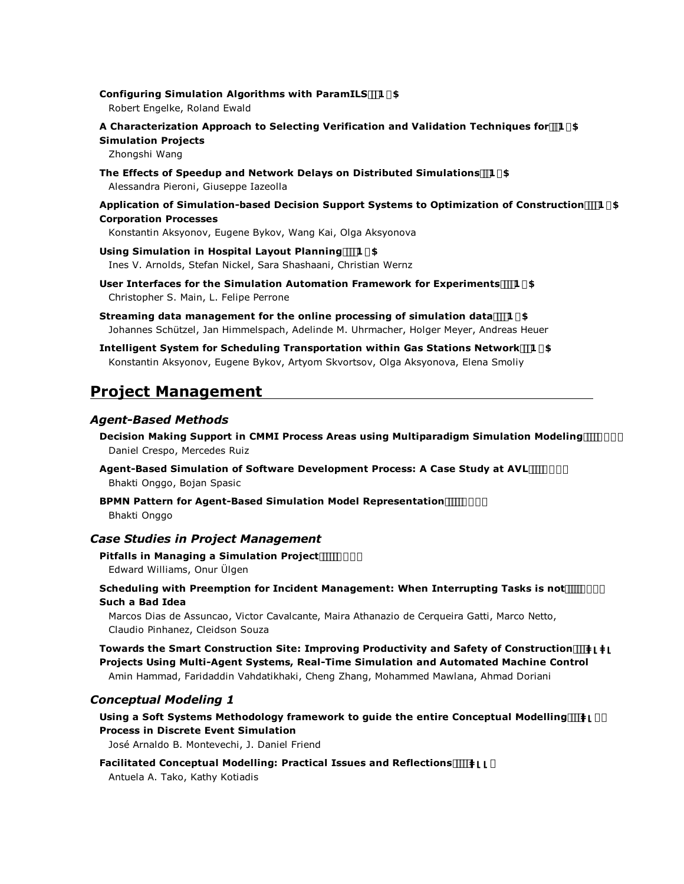**Configuring Simulation Algorithms with ParamILS**
Robert Engelke, Roland Ewald

**A Characterization Approach to Selecting Verification and Validation Techniques for Simulation Projects**
Zhongshi Wang

**The Effects of Speedup and Network Delays on Distributed Simulations**
Alessandra Pieroni, Giuseppe Iazeolla

**Application of Simulation-based Decision Support Systems to Optimization of Construction Corporation Processes**
Konstantin Aksyonov, Eugene Bykov, Wang Kai, Olga Aksyonova

**Using Simulation in Hospital Layout Planning**
Ines V. Arnolds, Stefan Nickel, Sara Shashaani, Christian Wernz

**User Interfaces for the Simulation Automation Framework for Experiments**
Christopher S. Main, L. Felipe Perrone

**Streaming data management for the online processing of simulation data**
Johannes Schützel, Jan Himmelspach, Adelinde M. Uhrmacher, Holger Meyer, Andreas Heuer

**Intelligent System for Scheduling Transportation within Gas Stations Network**
Konstantin Aksyonov, Eugene Bykov, Artyom Skvortsov, Olga Aksyonova, Elena Smoliy

## Project Management

### *Agent-Based Methods*

**Decision Making Support in CMMI Process Areas using Multiparadigm Simulation Modeling**
Daniel Crespo, Mercedes Ruiz

**Agent-Based Simulation of Software Development Process: A Case Study at AVL**
Bhakti Onggo, Bojan Spasic

**BPMN Pattern for Agent-Based Simulation Model Representation**
Bhakti Onggo

### *Case Studies in Project Management*

**Pitfalls in Managing a Simulation Project**
Edward Williams, Onur Ülgen

**Scheduling with Preemption for Incident Management: When Interrupting Tasks is not Such a Bad Idea**
Marcos Dias de Assuncao, Victor Cavalcante, Maira Athanazio de Cerqueira Gatti, Marco Netto, Claudio Pinhanez, Cleidson Souza

**Towards the Smart Construction Site: Improving Productivity and Safety of Construction Projects Using Multi-Agent Systems, Real-Time Simulation and Automated Machine Control**
Amin Hammad, Faridaddin Vahdatikhaki, Cheng Zhang, Mohammed Mawlana, Ahmad Doriani

### *Conceptual Modeling 1*

**Using a Soft Systems Methodology framework to guide the entire Conceptual Modelling Process in Discrete Event Simulation**
José Arnaldo B. Montevechi, J. Daniel Friend

**Facilitated Conceptual Modelling: Practical Issues and Reflections**
Antuela A. Tako, Kathy Kotiadis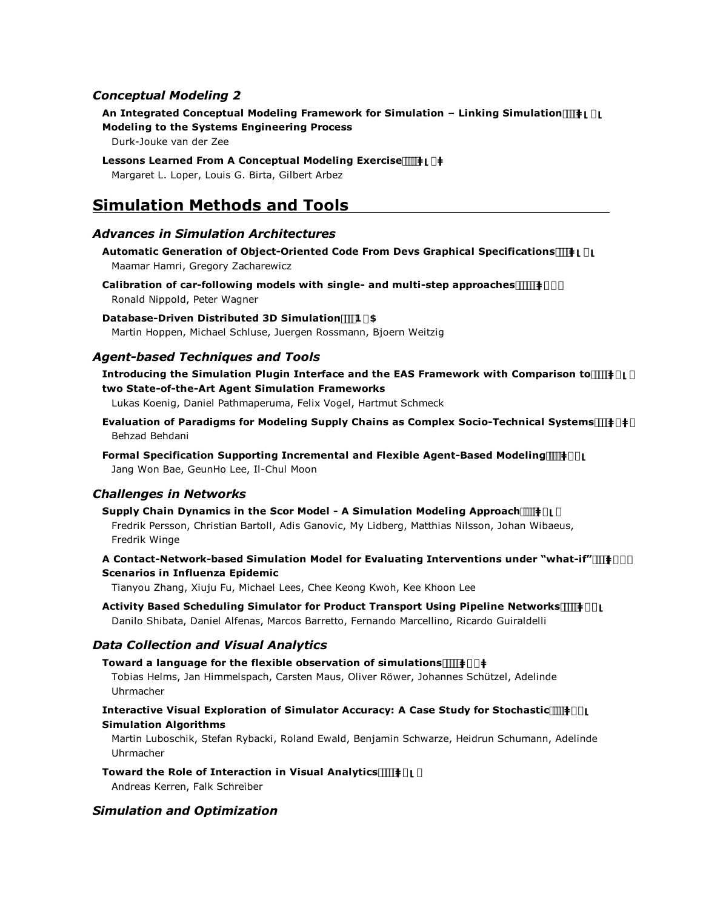### *Conceptual Modeling 2*

**An Integrated Conceptual Modeling Framework for Simulation – Linking Simulation Modeling to the Systems Engineering Process**

Durk-Jouke van der Zee

**Lessons Learned From A Conceptual Modeling Exercise**

Margaret L. Loper, Louis G. Birta, Gilbert Arbez

## Simulation Methods and Tools

### *Advances in Simulation Architectures*

**Automatic Generation of Object-Oriented Code From Devs Graphical Specifications**

Maamar Hamri, Gregory Zacharewicz

**Calibration of car-following models with single- and multi-step approaches**

Ronald Nippold, Peter Wagner

**Database-Driven Distributed 3D Simulation**

Martin Hoppen, Michael Schluse, Juergen Rossmann, Bjoern Weitzig

### *Agent-based Techniques and Tools*

**Introducing the Simulation Plugin Interface and the EAS Framework with Comparison to two State-of-the-Art Agent Simulation Frameworks**

Lukas Koenig, Daniel Pathmaperuma, Felix Vogel, Hartmut Schmeck

**Evaluation of Paradigms for Modeling Supply Chains as Complex Socio-Technical Systems**

Behzad Behdani

**Formal Specification Supporting Incremental and Flexible Agent-Based Modeling**

Jang Won Bae, GeunHo Lee, Il-Chul Moon

### *Challenges in Networks*

**Supply Chain Dynamics in the Scor Model - A Simulation Modeling Approach**

Fredrik Persson, Christian Bartoll, Adis Ganovic, My Lidberg, Matthias Nilsson, Johan Wibaeus, Fredrik Winge

**A Contact-Network-based Simulation Model for Evaluating Interventions under "what-if" Scenarios in Influenza Epidemic**

Tianyou Zhang, Xiuju Fu, Michael Lees, Chee Keong Kwoh, Kee Khoon Lee

**Activity Based Scheduling Simulator for Product Transport Using Pipeline Networks**

Danilo Shibata, Daniel Alfenas, Marcos Barretto, Fernando Marcellino, Ricardo Guiraldelli

### *Data Collection and Visual Analytics*

**Toward a language for the flexible observation of simulations**

Tobias Helms, Jan Himmelspach, Carsten Maus, Oliver Röwer, Johannes Schützel, Adelinde Uhrmacher

**Interactive Visual Exploration of Simulator Accuracy: A Case Study for Stochastic Simulation Algorithms**

Martin Luboschik, Stefan Rybacki, Roland Ewald, Benjamin Schwarze, Heidrun Schumann, Adelinde Uhrmacher

**Toward the Role of Interaction in Visual Analytics**

Andreas Kerren, Falk Schreiber

### *Simulation and Optimization*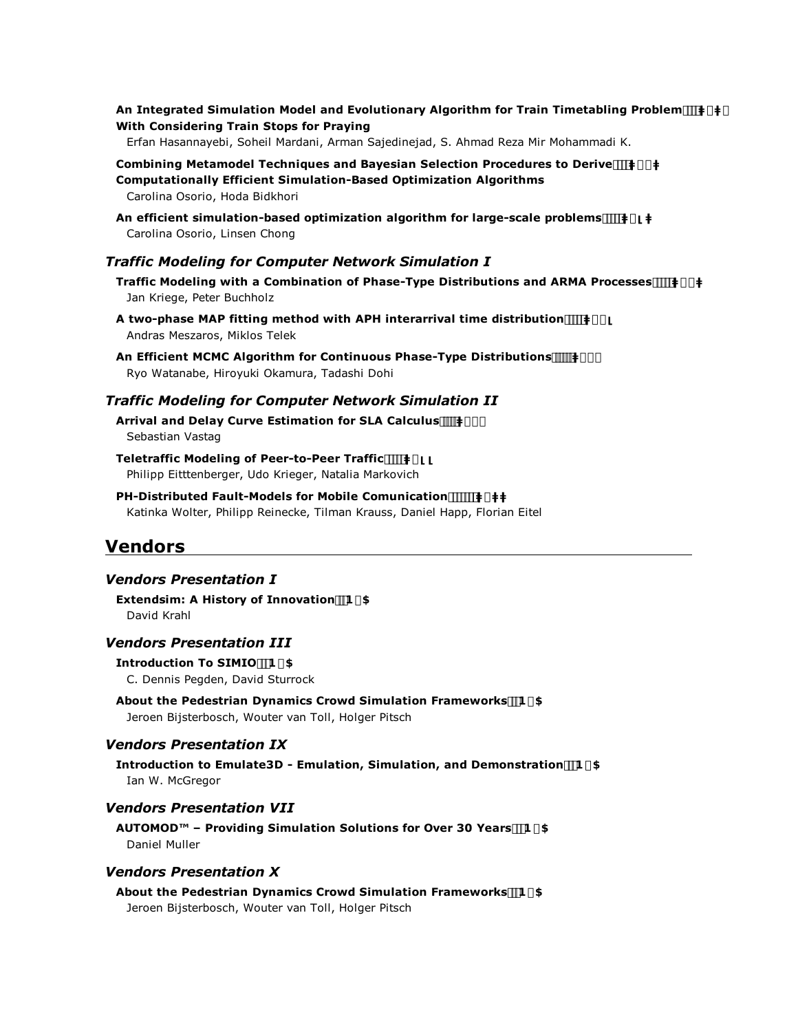**An Integrated Simulation Model and Evolutionary Algorithm for Train Timetabling Problem With Considering Train Stops for Praying**
Erfan Hasannayebi, Soheil Mardani, Arman Sajedinejad, S. Ahmad Reza Mir Mohammadi K.

**Combining Metamodel Techniques and Bayesian Selection Procedures to Derive Computationally Efficient Simulation-Based Optimization Algorithms**
Carolina Osorio, Hoda Bidkhori

**An efficient simulation-based optimization algorithm for large-scale problems**
Carolina Osorio, Linsen Chong

### *Traffic Modeling for Computer Network Simulation I*

**Traffic Modeling with a Combination of Phase-Type Distributions and ARMA Processes**
Jan Kriege, Peter Buchholz

**A two-phase MAP fitting method with APH interarrival time distribution**
Andras Meszaros, Miklos Telek

**An Efficient MCMC Algorithm for Continuous Phase-Type Distributions**
Ryo Watanabe, Hiroyuki Okamura, Tadashi Dohi

### *Traffic Modeling for Computer Network Simulation II*

**Arrival and Delay Curve Estimation for SLA Calculus**
Sebastian Vastag

**Teletraffic Modeling of Peer-to-Peer Traffic**
Philipp Eitttenberger, Udo Krieger, Natalia Markovich

**PH-Distributed Fault-Models for Mobile Comunication**
Katinka Wolter, Philipp Reinecke, Tilman Krauss, Daniel Happ, Florian Eitel

## Vendors

### *Vendors Presentation I*

**Extendsim: A History of Innovation**
David Krahl

### *Vendors Presentation III*

**Introduction To SIMIO**
C. Dennis Pegden, David Sturrock

**About the Pedestrian Dynamics Crowd Simulation Frameworks**
Jeroen Bijsterbosch, Wouter van Toll, Holger Pitsch

### *Vendors Presentation IX*

**Introduction to Emulate3D - Emulation, Simulation, and Demonstration**
Ian W. McGregor

### *Vendors Presentation VII*

**AUTOMOD™ – Providing Simulation Solutions for Over 30 Years**
Daniel Muller

### *Vendors Presentation X*

**About the Pedestrian Dynamics Crowd Simulation Frameworks**
Jeroen Bijsterbosch, Wouter van Toll, Holger Pitsch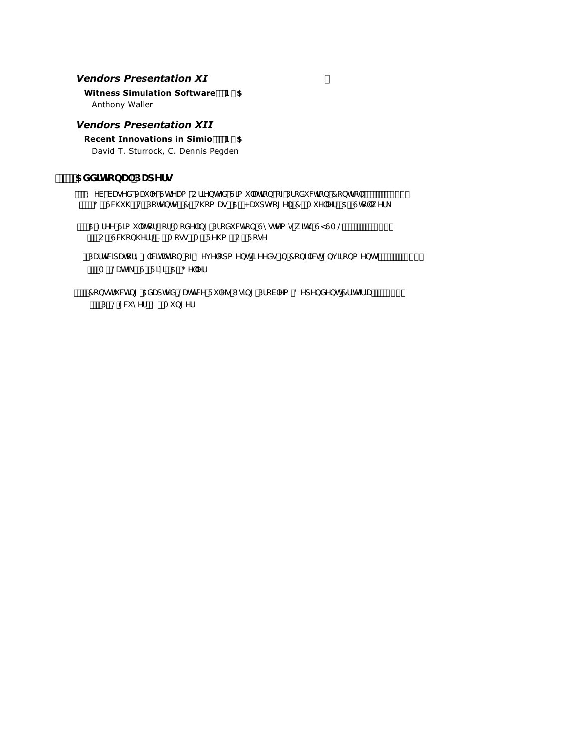## *Vendors Presentation XI*

**Witness Simulation Software** N/A
Anthony Waller

## *Vendors Presentation XII*

**Recent Innovations in Simio** N/A
David T. Sturrock, C. Dennis Pegden

# Additional Papers

Web based Value Stream Oriented Simulation of Production Control
G. Schuh, T. Potente, C. Thomas, A. Hauptvogel, C. Mueller, A. Stollwerk

A Free Simulator for Modeling Production Systems with SYSML
O. Schonherr, J. Moss, M. Rehm, O. Rose

Participatory Elicitation of Development Needs in Conflict Environment
M. Latek, S. Rizi, A. Geller

Constructing Adapted Lattice Rules Using Problem-Dependent Criteria
P. L'Ecuyer, D. Munger